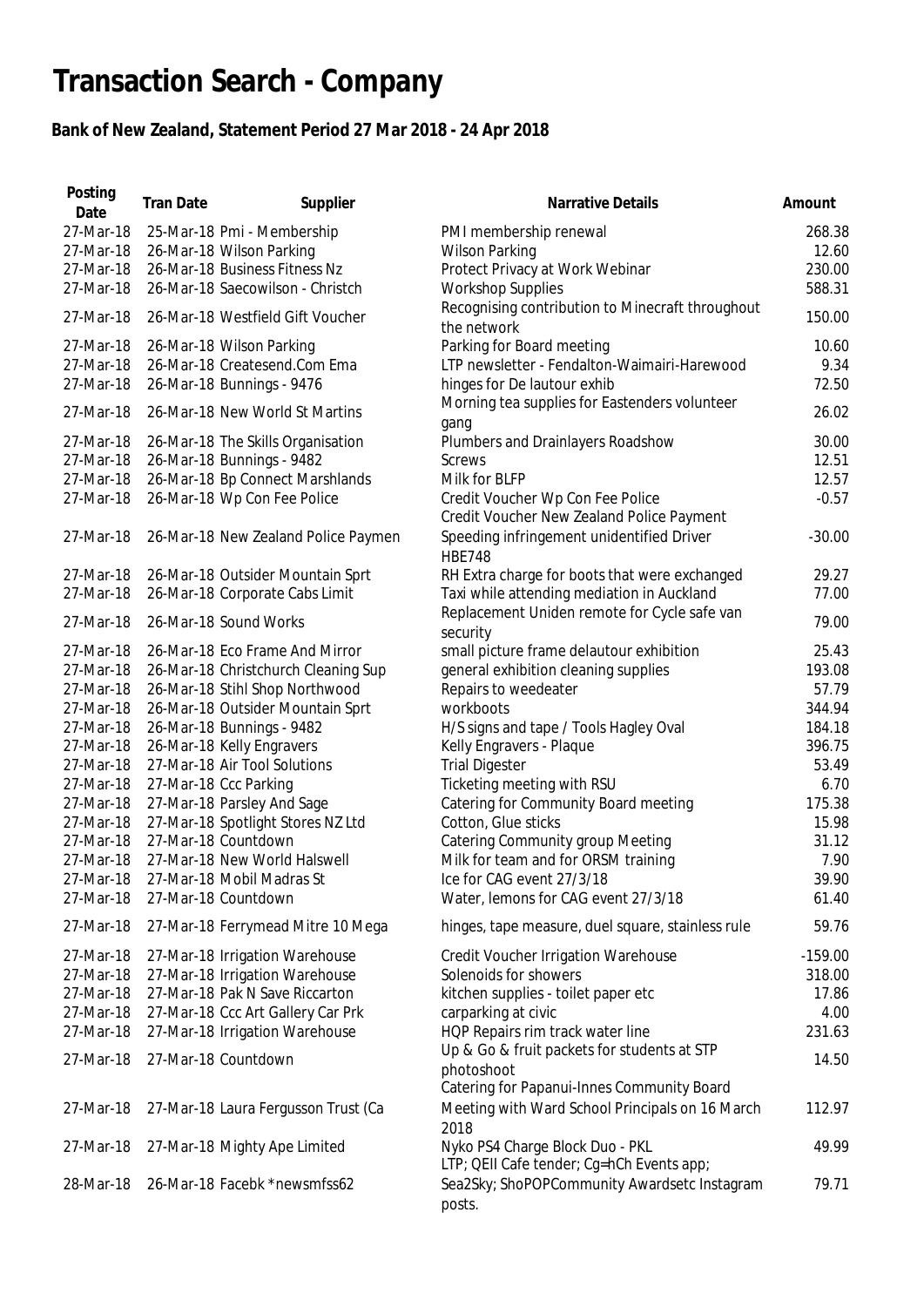# Transaction Search - Company

## Bank of New Zealand, Statement Period 27 Mar 2018 - 24 Apr 2018

| Posting Date | Tran Date | Supplier | Narrative Details | Amount |
|---|---|---|---|---|
| 27-Mar-18 | 25-Mar-18 | Pmi - Membership | PMI membership renewal | 268.38 |
| 27-Mar-18 | 26-Mar-18 | Wilson Parking | Wilson Parking | 12.60 |
| 27-Mar-18 | 26-Mar-18 | Business Fitness Nz | Protect Privacy at Work Webinar | 230.00 |
| 27-Mar-18 | 26-Mar-18 | Saecowilson - Christch | Workshop Supplies | 588.31 |
| 27-Mar-18 | 26-Mar-18 | Westfield Gift Voucher | Recognising contribution to Minecraft throughout the network | 150.00 |
| 27-Mar-18 | 26-Mar-18 | Wilson Parking | Parking for Board meeting | 10.60 |
| 27-Mar-18 | 26-Mar-18 | Createsend.Com Ema | LTP newsletter - Fendalton-Waimairi-Harewood | 9.34 |
| 27-Mar-18 | 26-Mar-18 | Bunnings - 9476 | hinges for De lautour exhib | 72.50 |
| 27-Mar-18 | 26-Mar-18 | New World St Martins | Morning tea supplies for Eastenders volunteer gang | 26.02 |
| 27-Mar-18 | 26-Mar-18 | The Skills Organisation | Plumbers and Drainlayers Roadshow | 30.00 |
| 27-Mar-18 | 26-Mar-18 | Bunnings - 9482 | Screws | 12.51 |
| 27-Mar-18 | 26-Mar-18 | Bp Connect Marshlands | Milk for BLFP | 12.57 |
| 27-Mar-18 | 26-Mar-18 | Wp Con Fee Police | Credit Voucher Wp Con Fee Police | -0.57 |
| 27-Mar-18 | 26-Mar-18 | New Zealand Police Paymen | Credit Voucher New Zealand Police Payment Speeding infringement unidentified Driver HBE748 | -30.00 |
| 27-Mar-18 | 26-Mar-18 | Outsider Mountain Sprt | RH Extra charge for boots that were exchanged | 29.27 |
| 27-Mar-18 | 26-Mar-18 | Corporate Cabs Limit | Taxi while attending mediation in Auckland | 77.00 |
| 27-Mar-18 | 26-Mar-18 | Sound Works | Replacement Uniden remote for Cycle safe van security | 79.00 |
| 27-Mar-18 | 26-Mar-18 | Eco Frame And Mirror | small picture frame delautour exhibition | 25.43 |
| 27-Mar-18 | 26-Mar-18 | Christchurch Cleaning Sup | general exhibition cleaning supplies | 193.08 |
| 27-Mar-18 | 26-Mar-18 | Stihl Shop Northwood | Repairs to weedeater | 57.79 |
| 27-Mar-18 | 26-Mar-18 | Outsider Mountain Sprt | workboots | 344.94 |
| 27-Mar-18 | 26-Mar-18 | Bunnings - 9482 | H/S signs and tape / Tools Hagley Oval | 184.18 |
| 27-Mar-18 | 26-Mar-18 | Kelly Engravers | Kelly Engravers - Plaque | 396.75 |
| 27-Mar-18 | 27-Mar-18 | Air Tool Solutions | Trial Digester | 53.49 |
| 27-Mar-18 | 27-Mar-18 | Ccc Parking | Ticketing meeting with RSU | 6.70 |
| 27-Mar-18 | 27-Mar-18 | Parsley And Sage | Catering for Community Board meeting | 175.38 |
| 27-Mar-18 | 27-Mar-18 | Spotlight Stores NZ Ltd | Cotton, Glue sticks | 15.98 |
| 27-Mar-18 | 27-Mar-18 | Countdown | Catering Community group Meeting | 31.12 |
| 27-Mar-18 | 27-Mar-18 | New World Halswell | Milk for team and for ORSM training | 7.90 |
| 27-Mar-18 | 27-Mar-18 | Mobil Madras St | Ice for CAG event 27/3/18 | 39.90 |
| 27-Mar-18 | 27-Mar-18 | Countdown | Water, lemons for CAG event 27/3/18 | 61.40 |
| 27-Mar-18 | 27-Mar-18 | Ferrymead Mitre 10 Mega | hinges, tape measure, duel square, stainless rule | 59.76 |
| 27-Mar-18 | 27-Mar-18 | Irrigation Warehouse | Credit Voucher Irrigation Warehouse | -159.00 |
| 27-Mar-18 | 27-Mar-18 | Irrigation Warehouse | Solenoids for showers | 318.00 |
| 27-Mar-18 | 27-Mar-18 | Pak N Save Riccarton | kitchen supplies - toilet paper etc | 17.86 |
| 27-Mar-18 | 27-Mar-18 | Ccc Art Gallery Car Prk | carparking at civic | 4.00 |
| 27-Mar-18 | 27-Mar-18 | Irrigation Warehouse | HQP Repairs rim track water line | 231.63 |
| 27-Mar-18 | 27-Mar-18 | Countdown | Up & Go & fruit packets for students at STP photoshoot | 14.50 |
| 27-Mar-18 | 27-Mar-18 | Laura Fergusson Trust (Ca | Catering for Papanui-Innes Community Board Meeting with Ward School Principals on 16 March 2018 | 112.97 |
| 27-Mar-18 | 27-Mar-18 | Mighty Ape Limited | Nyko PS4 Charge Block Duo - PKL | 49.99 |
| 28-Mar-18 | 26-Mar-18 | Facebk *newsmfss62 | LTP; QEII Cafe tender; Cg=hCh Events app; Sea2Sky; ShoPOPCommunity Awardsetc Instagram posts. | 79.71 |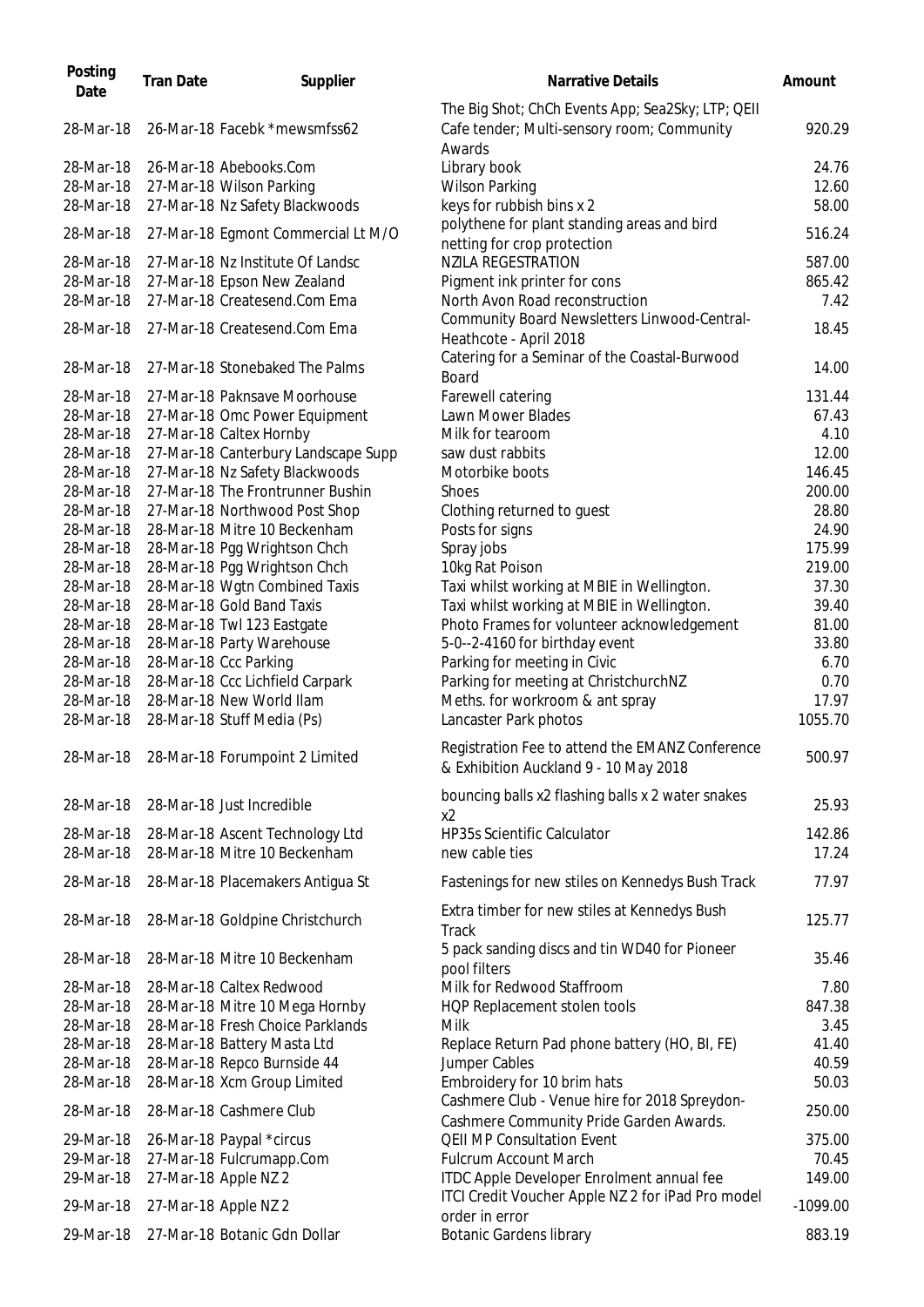| Posting Date | Tran Date | Supplier | Narrative Details | Amount |
|---|---|---|---|---|
| 28-Mar-18 | 26-Mar-18 | Facebk *mewsmfss62 | The Big Shot; ChCh Events App; Sea2Sky; LTP; QEII Cafe tender; Multi-sensory room; Community Awards | 920.29 |
| 28-Mar-18 | 26-Mar-18 | Abebooks.Com | Library book | 24.76 |
| 28-Mar-18 | 27-Mar-18 | Wilson Parking | Wilson Parking | 12.60 |
| 28-Mar-18 | 27-Mar-18 | Nz Safety Blackwoods | keys for rubbish bins x 2 | 58.00 |
| 28-Mar-18 | 27-Mar-18 | Egmont Commercial Lt M/O | polythene for plant standing areas and bird netting for crop protection | 516.24 |
| 28-Mar-18 | 27-Mar-18 | Nz Institute Of Landsc | NZILA REGESTRATION | 587.00 |
| 28-Mar-18 | 27-Mar-18 | Epson New Zealand | Pigment ink printer for cons | 865.42 |
| 28-Mar-18 | 27-Mar-18 | Createsend.Com Ema | North Avon Road reconstruction | 7.42 |
| 28-Mar-18 | 27-Mar-18 | Createsend.Com Ema | Community Board Newsletters Linwood-Central-Heathcote - April 2018 | 18.45 |
| 28-Mar-18 | 27-Mar-18 | Stonebaked The Palms | Catering for a Seminar of the Coastal-Burwood Board | 14.00 |
| 28-Mar-18 | 27-Mar-18 | Paknsave Moorhouse | Farewell catering | 131.44 |
| 28-Mar-18 | 27-Mar-18 | Omc Power Equipment | Lawn Mower Blades | 67.43 |
| 28-Mar-18 | 27-Mar-18 | Caltex Hornby | Milk for tearoom | 4.10 |
| 28-Mar-18 | 27-Mar-18 | Canterbury Landscape Supp | saw dust rabbits | 12.00 |
| 28-Mar-18 | 27-Mar-18 | Nz Safety Blackwoods | Motorbike boots | 146.45 |
| 28-Mar-18 | 27-Mar-18 | The Frontrunner Bushin | Shoes | 200.00 |
| 28-Mar-18 | 27-Mar-18 | Northwood Post Shop | Clothing returned to guest | 28.80 |
| 28-Mar-18 | 28-Mar-18 | Mitre 10 Beckenham | Posts for signs | 24.90 |
| 28-Mar-18 | 28-Mar-18 | Pgg Wrightson Chch | Spray jobs | 175.99 |
| 28-Mar-18 | 28-Mar-18 | Pgg Wrightson Chch | 10kg Rat Poison | 219.00 |
| 28-Mar-18 | 28-Mar-18 | Wgtn Combined Taxis | Taxi whilst working at MBIE in Wellington. | 37.30 |
| 28-Mar-18 | 28-Mar-18 | Gold Band Taxis | Taxi whilst working at MBIE in Wellington. | 39.40 |
| 28-Mar-18 | 28-Mar-18 | Twl 123 Eastgate | Photo Frames for volunteer acknowledgement | 81.00 |
| 28-Mar-18 | 28-Mar-18 | Party Warehouse | 5-0--2-4160 for birthday event | 33.80 |
| 28-Mar-18 | 28-Mar-18 | Ccc Parking | Parking for meeting in Civic | 6.70 |
| 28-Mar-18 | 28-Mar-18 | Ccc Lichfield Carpark | Parking for meeting at ChristchurchNZ | 0.70 |
| 28-Mar-18 | 28-Mar-18 | New World Ilam | Meths. for workroom & ant spray | 17.97 |
| 28-Mar-18 | 28-Mar-18 | Stuff Media (Ps) | Lancaster Park photos | 1055.70 |
| 28-Mar-18 | 28-Mar-18 | Forumpoint 2 Limited | Registration Fee to attend the EMANZ Conference & Exhibition Auckland 9 - 10 May 2018 | 500.97 |
| 28-Mar-18 | 28-Mar-18 | Just Incredible | bouncing balls x2 flashing balls x 2 water snakes x2 | 25.93 |
| 28-Mar-18 | 28-Mar-18 | Ascent Technology Ltd | HP35s Scientific Calculator | 142.86 |
| 28-Mar-18 | 28-Mar-18 | Mitre 10 Beckenham | new cable ties | 17.24 |
| 28-Mar-18 | 28-Mar-18 | Placemakers Antigua St | Fastenings for new stiles on Kennedys Bush Track | 77.97 |
| 28-Mar-18 | 28-Mar-18 | Goldpine Christchurch | Extra timber for new stiles at Kennedys Bush Track | 125.77 |
| 28-Mar-18 | 28-Mar-18 | Mitre 10 Beckenham | 5 pack sanding discs and tin WD40 for Pioneer pool filters | 35.46 |
| 28-Mar-18 | 28-Mar-18 | Caltex Redwood | Milk for Redwood Staffroom | 7.80 |
| 28-Mar-18 | 28-Mar-18 | Mitre 10 Mega Hornby | HQP Replacement stolen tools | 847.38 |
| 28-Mar-18 | 28-Mar-18 | Fresh Choice Parklands | Milk | 3.45 |
| 28-Mar-18 | 28-Mar-18 | Battery Masta Ltd | Replace Return Pad phone battery (HO, BI, FE) | 41.40 |
| 28-Mar-18 | 28-Mar-18 | Repco Burnside 44 | Jumper Cables | 40.59 |
| 28-Mar-18 | 28-Mar-18 | Xcm Group Limited | Embroidery for 10 brim hats | 50.03 |
| 28-Mar-18 | 28-Mar-18 | Cashmere Club | Cashmere Club - Venue hire for 2018 Spreydon-Cashmere Community Pride Garden Awards. | 250.00 |
| 29-Mar-18 | 26-Mar-18 | Paypal *circus | QEII MP Consultation Event | 375.00 |
| 29-Mar-18 | 27-Mar-18 | Fulcrumapp.Com | Fulcrum Account March | 70.45 |
| 29-Mar-18 | 27-Mar-18 | Apple NZ 2 | ITDC Apple Developer Enrolment annual fee | 149.00 |
| 29-Mar-18 | 27-Mar-18 | Apple NZ 2 | ITCI Credit Voucher Apple NZ 2 for iPad Pro model order in error | -1099.00 |
| 29-Mar-18 | 27-Mar-18 | Botanic Gdn Dollar | Botanic Gardens library | 883.19 |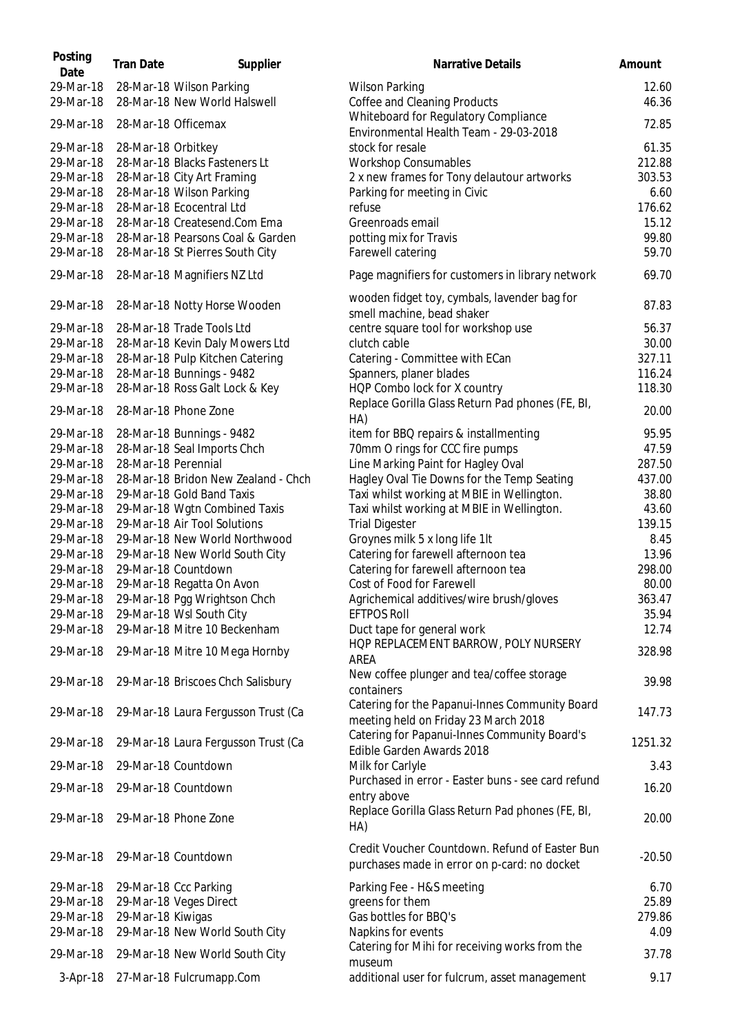| Posting Date | Tran Date | Supplier | Narrative Details | Amount |
|---|---|---|---|---|
| 29-Mar-18 | 28-Mar-18 | Wilson Parking | Wilson Parking | 12.60 |
| 29-Mar-18 | 28-Mar-18 | New World Halswell | Coffee and Cleaning Products | 46.36 |
| 29-Mar-18 | 28-Mar-18 | Officemax | Whiteboard for Regulatory Compliance Environmental Health Team - 29-03-2018 | 72.85 |
| 29-Mar-18 | 28-Mar-18 | Orbitkey | stock for resale | 61.35 |
| 29-Mar-18 | 28-Mar-18 | Blacks Fasteners Lt | Workshop Consumables | 212.88 |
| 29-Mar-18 | 28-Mar-18 | City Art Framing | 2 x new frames for Tony delautour artworks | 303.53 |
| 29-Mar-18 | 28-Mar-18 | Wilson Parking | Parking for meeting in Civic | 6.60 |
| 29-Mar-18 | 28-Mar-18 | Ecocentral Ltd | refuse | 176.62 |
| 29-Mar-18 | 28-Mar-18 | Createsend.Com Ema | Greenroads email | 15.12 |
| 29-Mar-18 | 28-Mar-18 | Pearsons Coal & Garden | potting mix for Travis | 99.80 |
| 29-Mar-18 | 28-Mar-18 | St Pierres South City | Farewell catering | 59.70 |
| 29-Mar-18 | 28-Mar-18 | Magnifiers NZ Ltd | Page magnifiers for customers in library network | 69.70 |
| 29-Mar-18 | 28-Mar-18 | Notty Horse Wooden | wooden fidget toy, cymbals, lavender bag for smell machine, bead shaker | 87.83 |
| 29-Mar-18 | 28-Mar-18 | Trade Tools Ltd | centre square tool for workshop use | 56.37 |
| 29-Mar-18 | 28-Mar-18 | Kevin Daly Mowers Ltd | clutch cable | 30.00 |
| 29-Mar-18 | 28-Mar-18 | Pulp Kitchen Catering | Catering - Committee with ECan | 327.11 |
| 29-Mar-18 | 28-Mar-18 | Bunnings - 9482 | Spanners, planer blades | 116.24 |
| 29-Mar-18 | 28-Mar-18 | Ross Galt Lock & Key | HQP Combo lock for X country | 118.30 |
| 29-Mar-18 | 28-Mar-18 | Phone Zone | Replace Gorilla Glass Return Pad phones (FE, BI, HA) | 20.00 |
| 29-Mar-18 | 28-Mar-18 | Bunnings - 9482 | item for BBQ repairs & installmenting | 95.95 |
| 29-Mar-18 | 28-Mar-18 | Seal Imports Chch | 70mm O rings for CCC fire pumps | 47.59 |
| 29-Mar-18 | 28-Mar-18 | Perennial | Line Marking Paint for Hagley Oval | 287.50 |
| 29-Mar-18 | 28-Mar-18 | Bridon New Zealand - Chch | Hagley Oval Tie Downs for the Temp Seating | 437.00 |
| 29-Mar-18 | 29-Mar-18 | Gold Band Taxis | Taxi whilst working at MBIE in Wellington. | 38.80 |
| 29-Mar-18 | 29-Mar-18 | Wgtn Combined Taxis | Taxi whilst working at MBIE in Wellington. | 43.60 |
| 29-Mar-18 | 29-Mar-18 | Air Tool Solutions | Trial Digester | 139.15 |
| 29-Mar-18 | 29-Mar-18 | New World Northwood | Groynes milk 5 x long life 1lt | 8.45 |
| 29-Mar-18 | 29-Mar-18 | New World South City | Catering for farewell afternoon tea | 13.96 |
| 29-Mar-18 | 29-Mar-18 | Countdown | Catering for farewell afternoon tea | 298.00 |
| 29-Mar-18 | 29-Mar-18 | Regatta On Avon | Cost of Food for Farewell | 80.00 |
| 29-Mar-18 | 29-Mar-18 | Pgg Wrightson Chch | Agrichemical additives/wire brush/gloves | 363.47 |
| 29-Mar-18 | 29-Mar-18 | Wsl South City | EFTPOS Roll | 35.94 |
| 29-Mar-18 | 29-Mar-18 | Mitre 10 Beckenham | Duct tape for general work | 12.74 |
| 29-Mar-18 | 29-Mar-18 | Mitre 10 Mega Hornby | HQP REPLACEMENT BARROW, POLY NURSERY AREA | 328.98 |
| 29-Mar-18 | 29-Mar-18 | Briscoes Chch Salisbury | New coffee plunger and tea/coffee storage containers | 39.98 |
| 29-Mar-18 | 29-Mar-18 | Laura Fergusson Trust (Ca | Catering for the Papanui-Innes Community Board meeting held on Friday 23 March 2018 | 147.73 |
| 29-Mar-18 | 29-Mar-18 | Laura Fergusson Trust (Ca | Catering for Papanui-Innes Community Board's Edible Garden Awards 2018 | 1251.32 |
| 29-Mar-18 | 29-Mar-18 | Countdown | Milk for Carlyle | 3.43 |
| 29-Mar-18 | 29-Mar-18 | Countdown | Purchased in error - Easter buns - see card refund entry above | 16.20 |
| 29-Mar-18 | 29-Mar-18 | Phone Zone | Replace Gorilla Glass Return Pad phones (FE, BI, HA) | 20.00 |
| 29-Mar-18 | 29-Mar-18 | Countdown | Credit Voucher Countdown. Refund of Easter Bun purchases made in error on p-card: no docket | -20.50 |
| 29-Mar-18 | 29-Mar-18 | Ccc Parking | Parking Fee - H&S meeting | 6.70 |
| 29-Mar-18 | 29-Mar-18 | Veges Direct | greens for them | 25.89 |
| 29-Mar-18 | 29-Mar-18 | Kiwigas | Gas bottles for BBQ's | 279.86 |
| 29-Mar-18 | 29-Mar-18 | New World South City | Napkins for events | 4.09 |
| 29-Mar-18 | 29-Mar-18 | New World South City | Catering for Mihi for receiving works from the museum | 37.78 |
| 3-Apr-18 | 27-Mar-18 | Fulcrumapp.Com | additional user for fulcrum, asset management | 9.17 |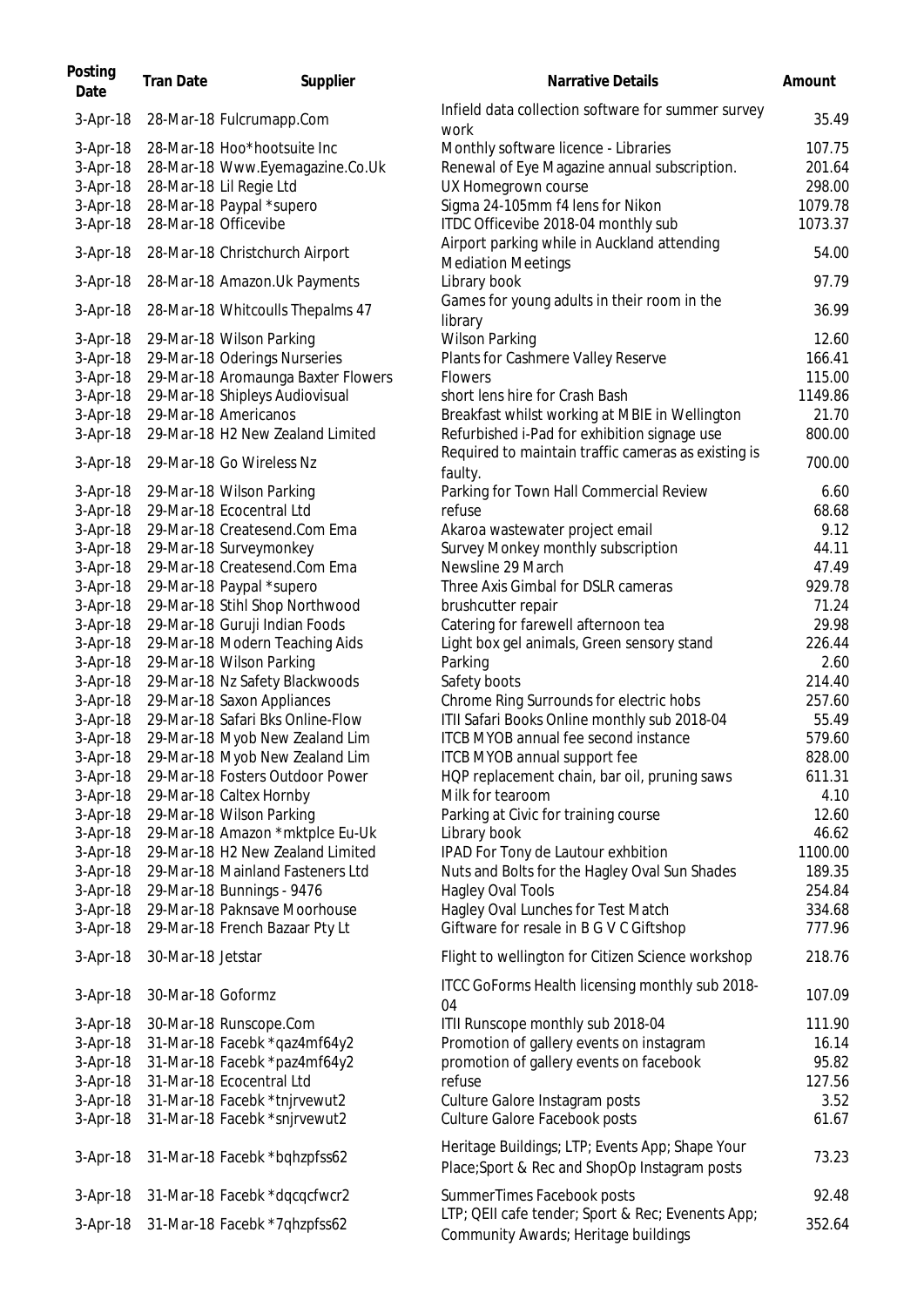| Posting Date | Tran Date | Supplier | Narrative Details | Amount |
|---|---|---|---|---|
| 3-Apr-18 | 28-Mar-18 | Fulcrumapp.Com | Infield data collection software for summer survey work | 35.49 |
| 3-Apr-18 | 28-Mar-18 | Hoo*hootsuite Inc | Monthly software licence - Libraries | 107.75 |
| 3-Apr-18 | 28-Mar-18 | Www.Eyemagazine.Co.Uk | Renewal of Eye Magazine annual subscription. | 201.64 |
| 3-Apr-18 | 28-Mar-18 | Lil Regie Ltd | UX Homegrown course | 298.00 |
| 3-Apr-18 | 28-Mar-18 | Paypal *supero | Sigma 24-105mm f4 lens for Nikon | 1079.78 |
| 3-Apr-18 | 28-Mar-18 | Officevibe | ITDC Officevibe 2018-04 monthly sub | 1073.37 |
| 3-Apr-18 | 28-Mar-18 | Christchurch Airport | Airport parking while in Auckland attending Mediation Meetings | 54.00 |
| 3-Apr-18 | 28-Mar-18 | Amazon.Uk Payments | Library book | 97.79 |
| 3-Apr-18 | 28-Mar-18 | Whitcoulls Thepalms 47 | Games for young adults in their room in the library | 36.99 |
| 3-Apr-18 | 29-Mar-18 | Wilson Parking | Wilson Parking | 12.60 |
| 3-Apr-18 | 29-Mar-18 | Oderings Nurseries | Plants for Cashmere Valley Reserve | 166.41 |
| 3-Apr-18 | 29-Mar-18 | Aromaunga Baxter Flowers | Flowers | 115.00 |
| 3-Apr-18 | 29-Mar-18 | Shipleys Audiovisual | short lens hire for Crash Bash | 1149.86 |
| 3-Apr-18 | 29-Mar-18 | Americanos | Breakfast whilst working at MBIE in Wellington | 21.70 |
| 3-Apr-18 | 29-Mar-18 | H2 New Zealand Limited | Refurbished i-Pad for exhibition signage use | 800.00 |
| 3-Apr-18 | 29-Mar-18 | Go Wireless Nz | Required to maintain traffic cameras as existing is faulty. | 700.00 |
| 3-Apr-18 | 29-Mar-18 | Wilson Parking | Parking for Town Hall Commercial Review | 6.60 |
| 3-Apr-18 | 29-Mar-18 | Ecocentral Ltd | refuse | 68.68 |
| 3-Apr-18 | 29-Mar-18 | Createsend.Com Ema | Akaroa wastewater project email | 9.12 |
| 3-Apr-18 | 29-Mar-18 | Surveymonkey | Survey Monkey monthly subscription | 44.11 |
| 3-Apr-18 | 29-Mar-18 | Createsend.Com Ema | Newsline 29 March | 47.49 |
| 3-Apr-18 | 29-Mar-18 | Paypal *supero | Three Axis Gimbal for DSLR cameras | 929.78 |
| 3-Apr-18 | 29-Mar-18 | Stihl Shop Northwood | brushcutter repair | 71.24 |
| 3-Apr-18 | 29-Mar-18 | Guruji Indian Foods | Catering for farewell afternoon tea | 29.98 |
| 3-Apr-18 | 29-Mar-18 | Modern Teaching Aids | Light box gel animals, Green sensory stand | 226.44 |
| 3-Apr-18 | 29-Mar-18 | Wilson Parking | Parking | 2.60 |
| 3-Apr-18 | 29-Mar-18 | Nz Safety Blackwoods | Safety boots | 214.40 |
| 3-Apr-18 | 29-Mar-18 | Saxon Appliances | Chrome Ring Surrounds for electric hobs | 257.60 |
| 3-Apr-18 | 29-Mar-18 | Safari Bks Online-Flow | ITII Safari Books Online monthly sub 2018-04 | 55.49 |
| 3-Apr-18 | 29-Mar-18 | Myob New Zealand Lim | ITCB MYOB annual fee second instance | 579.60 |
| 3-Apr-18 | 29-Mar-18 | Myob New Zealand Lim | ITCB MYOB annual support fee | 828.00 |
| 3-Apr-18 | 29-Mar-18 | Fosters Outdoor Power | HQP replacement chain, bar oil, pruning saws | 611.31 |
| 3-Apr-18 | 29-Mar-18 | Caltex Hornby | Milk for tearoom | 4.10 |
| 3-Apr-18 | 29-Mar-18 | Wilson Parking | Parking at Civic for training course | 12.60 |
| 3-Apr-18 | 29-Mar-18 | Amazon *mktplce Eu-Uk | Library book | 46.62 |
| 3-Apr-18 | 29-Mar-18 | H2 New Zealand Limited | IPAD For Tony de Lautour exhbition | 1100.00 |
| 3-Apr-18 | 29-Mar-18 | Mainland Fasteners Ltd | Nuts and Bolts for the Hagley Oval Sun Shades | 189.35 |
| 3-Apr-18 | 29-Mar-18 | Bunnings - 9476 | Hagley Oval Tools | 254.84 |
| 3-Apr-18 | 29-Mar-18 | Paknsave Moorhouse | Hagley Oval Lunches for Test Match | 334.68 |
| 3-Apr-18 | 29-Mar-18 | French Bazaar Pty Lt | Giftware for resale in B G V C Giftshop | 777.96 |
| 3-Apr-18 | 30-Mar-18 | Jetstar | Flight to wellington for Citizen Science workshop | 218.76 |
| 3-Apr-18 | 30-Mar-18 | Goformz | ITCC GoForms Health licensing monthly sub 2018-04 | 107.09 |
| 3-Apr-18 | 30-Mar-18 | Runscope.Com | ITII Runscope monthly sub 2018-04 | 111.90 |
| 3-Apr-18 | 31-Mar-18 | Facebk *qaz4mf64y2 | Promotion of gallery events on instagram | 16.14 |
| 3-Apr-18 | 31-Mar-18 | Facebk *paz4mf64y2 | promotion of gallery events on facebook | 95.82 |
| 3-Apr-18 | 31-Mar-18 | Ecocentral Ltd | refuse | 127.56 |
| 3-Apr-18 | 31-Mar-18 | Facebk *tnjrvewut2 | Culture Galore Instagram posts | 3.52 |
| 3-Apr-18 | 31-Mar-18 | Facebk *snjrvewut2 | Culture Galore Facebook posts | 61.67 |
| 3-Apr-18 | 31-Mar-18 | Facebk *bqhzpfss62 | Heritage Buildings; LTP; Events App; Shape Your Place;Sport & Rec and ShopOp Instagram posts | 73.23 |
| 3-Apr-18 | 31-Mar-18 | Facebk *dqcqcfwcr2 | SummerTimes Facebook posts | 92.48 |
| 3-Apr-18 | 31-Mar-18 | Facebk *7qhzpfss62 | LTP; QEII cafe tender; Sport & Rec; Evenents App; Community Awards; Heritage buildings | 352.64 |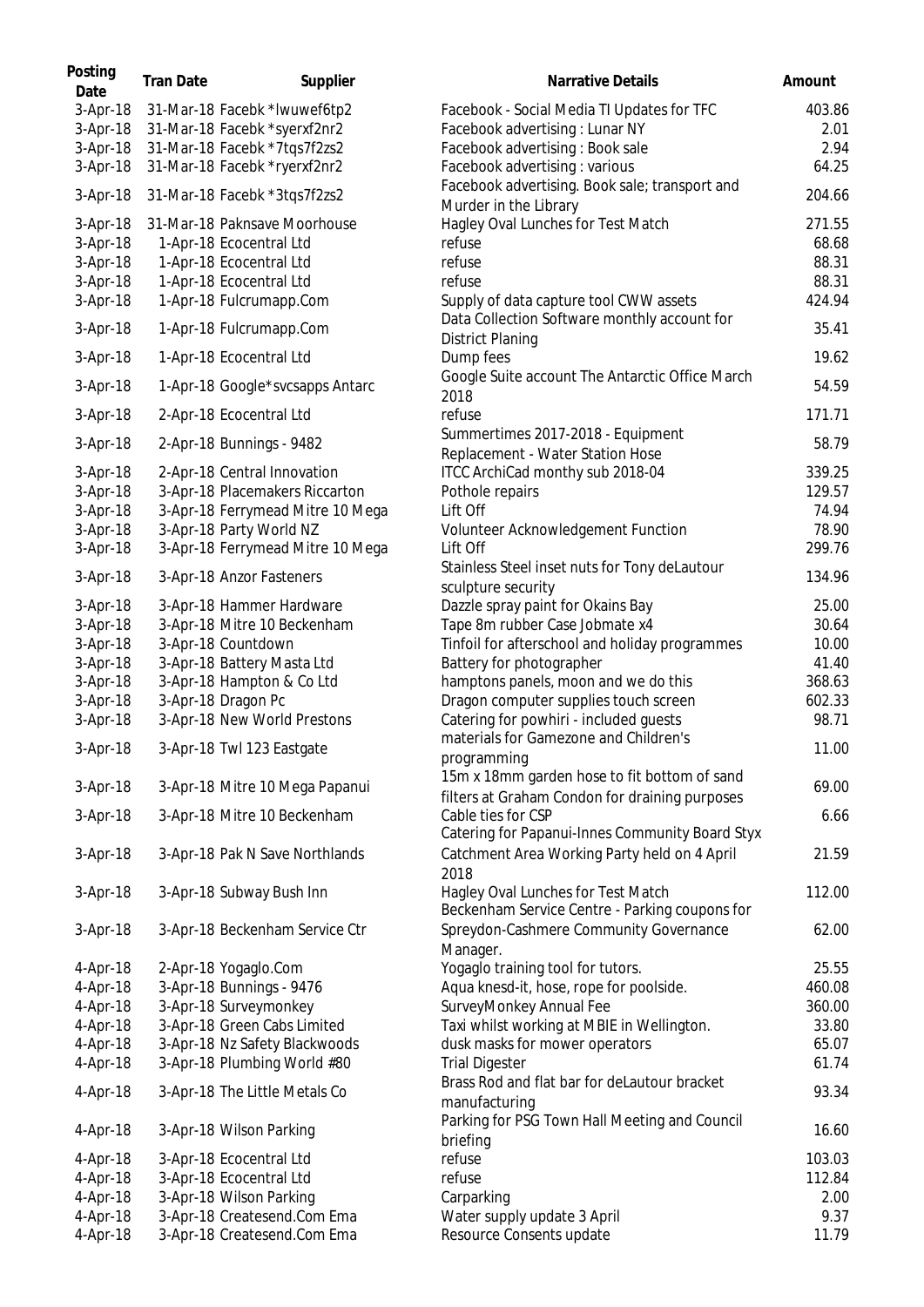| Posting Date | Tran Date | Supplier | Narrative Details | Amount |
|---|---|---|---|---|
| 3-Apr-18 | 31-Mar-18 | Facebk *lwuwef6tp2 | Facebook - Social Media TI Updates for TFC | 403.86 |
| 3-Apr-18 | 31-Mar-18 | Facebk *syerxf2nr2 | Facebook advertising : Lunar NY | 2.01 |
| 3-Apr-18 | 31-Mar-18 | Facebk *7tqs7f2zs2 | Facebook advertising : Book sale | 2.94 |
| 3-Apr-18 | 31-Mar-18 | Facebk *ryerxf2nr2 | Facebook advertising : various | 64.25 |
| 3-Apr-18 | 31-Mar-18 | Facebk *3tqs7f2zs2 | Facebook advertising. Book sale; transport and Murder in the Library | 204.66 |
| 3-Apr-18 | 31-Mar-18 | Paknsave Moorhouse | Hagley Oval Lunches for Test Match | 271.55 |
| 3-Apr-18 | 1-Apr-18 | Ecocentral Ltd | refuse | 68.68 |
| 3-Apr-18 | 1-Apr-18 | Ecocentral Ltd | refuse | 88.31 |
| 3-Apr-18 | 1-Apr-18 | Ecocentral Ltd | refuse | 88.31 |
| 3-Apr-18 | 1-Apr-18 | Fulcrumapp.Com | Supply of data capture tool CWW assets | 424.94 |
| 3-Apr-18 | 1-Apr-18 | Fulcrumapp.Com | Data Collection Software monthly account for District Planing | 35.41 |
| 3-Apr-18 | 1-Apr-18 | Ecocentral Ltd | Dump fees | 19.62 |
| 3-Apr-18 | 1-Apr-18 | Google*svcsapps Antarc | Google Suite account The Antarctic Office March 2018 | 54.59 |
| 3-Apr-18 | 2-Apr-18 | Ecocentral Ltd | refuse | 171.71 |
| 3-Apr-18 | 2-Apr-18 | Bunnings - 9482 | Summertimes 2017-2018 - Equipment Replacement - Water Station Hose | 58.79 |
| 3-Apr-18 | 2-Apr-18 | Central Innovation | ITCC ArchiCad monthy sub 2018-04 | 339.25 |
| 3-Apr-18 | 3-Apr-18 | Placemakers Riccarton | Pothole repairs | 129.57 |
| 3-Apr-18 | 3-Apr-18 | Ferrymead Mitre 10 Mega | Lift Off | 74.94 |
| 3-Apr-18 | 3-Apr-18 | Party World NZ | Volunteer Acknowledgement Function | 78.90 |
| 3-Apr-18 | 3-Apr-18 | Ferrymead Mitre 10 Mega | Lift Off | 299.76 |
| 3-Apr-18 | 3-Apr-18 | Anzor Fasteners | Stainless Steel inset nuts for Tony deLautour sculpture security | 134.96 |
| 3-Apr-18 | 3-Apr-18 | Hammer Hardware | Dazzle spray paint for Okains Bay | 25.00 |
| 3-Apr-18 | 3-Apr-18 | Mitre 10 Beckenham | Tape 8m rubber Case Jobmate x4 | 30.64 |
| 3-Apr-18 | 3-Apr-18 | Countdown | Tinfoil for afterschool and holiday programmes | 10.00 |
| 3-Apr-18 | 3-Apr-18 | Battery Masta Ltd | Battery for photographer | 41.40 |
| 3-Apr-18 | 3-Apr-18 | Hampton & Co Ltd | hamptons panels, moon and we do this | 368.63 |
| 3-Apr-18 | 3-Apr-18 | Dragon Pc | Dragon computer supplies touch screen | 602.33 |
| 3-Apr-18 | 3-Apr-18 | New World Prestons | Catering for powhiri - included guests | 98.71 |
| 3-Apr-18 | 3-Apr-18 | Twl 123 Eastgate | materials for Gamezone and Children's programming | 11.00 |
| 3-Apr-18 | 3-Apr-18 | Mitre 10 Mega Papanui | 15m x 18mm garden hose to fit bottom of sand filters at Graham Condon for draining purposes | 69.00 |
| 3-Apr-18 | 3-Apr-18 | Mitre 10 Beckenham | Cable ties for CSP | 6.66 |
| 3-Apr-18 | 3-Apr-18 | Pak N Save Northlands | Catering for Papanui-Innes Community Board Styx Catchment Area Working Party held on 4 April 2018 | 21.59 |
| 3-Apr-18 | 3-Apr-18 | Subway Bush Inn | Hagley Oval Lunches for Test Match | 112.00 |
| 3-Apr-18 | 3-Apr-18 | Beckenham Service Ctr | Beckenham Service Centre - Parking coupons for Spreydon-Cashmere Community Governance Manager. | 62.00 |
| 4-Apr-18 | 2-Apr-18 | Yogaglo.Com | Yogaglo training tool for tutors. | 25.55 |
| 4-Apr-18 | 3-Apr-18 | Bunnings - 9476 | Aqua knesd-it, hose, rope for poolside. | 460.08 |
| 4-Apr-18 | 3-Apr-18 | Surveymonkey | SurveyMonkey Annual Fee | 360.00 |
| 4-Apr-18 | 3-Apr-18 | Green Cabs Limited | Taxi whilst working at MBIE in Wellington. | 33.80 |
| 4-Apr-18 | 3-Apr-18 | Nz Safety Blackwoods | dusk masks for mower operators | 65.07 |
| 4-Apr-18 | 3-Apr-18 | Plumbing World #80 | Trial Digester | 61.74 |
| 4-Apr-18 | 3-Apr-18 | The Little Metals Co | Brass Rod and flat bar for deLautour bracket manufacturing | 93.34 |
| 4-Apr-18 | 3-Apr-18 | Wilson Parking | Parking for PSG Town Hall Meeting and Council briefing | 16.60 |
| 4-Apr-18 | 3-Apr-18 | Ecocentral Ltd | refuse | 103.03 |
| 4-Apr-18 | 3-Apr-18 | Ecocentral Ltd | refuse | 112.84 |
| 4-Apr-18 | 3-Apr-18 | Wilson Parking | Carparking | 2.00 |
| 4-Apr-18 | 3-Apr-18 | Createsend.Com Ema | Water supply update 3 April | 9.37 |
| 4-Apr-18 | 3-Apr-18 | Createsend.Com Ema | Resource Consents update | 11.79 |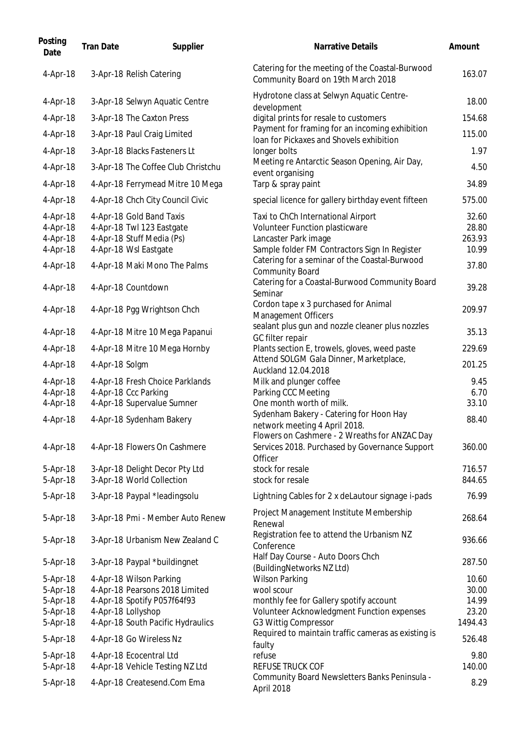| Posting Date | Tran Date | Supplier | Narrative Details | Amount |
|---|---|---|---|---|
| 4-Apr-18 | 3-Apr-18 | Relish Catering | Catering for the meeting of the Coastal-Burwood Community Board on 19th March 2018 | 163.07 |
| 4-Apr-18 | 3-Apr-18 | Selwyn Aquatic Centre | Hydrotone class at Selwyn Aquatic Centre-development | 18.00 |
| 4-Apr-18 | 3-Apr-18 | The Caxton Press | digital prints for resale to customers | 154.68 |
| 4-Apr-18 | 3-Apr-18 | Paul Craig Limited | Payment for framing for an incoming exhibition loan for Pickaxes and Shovels exhibition | 115.00 |
| 4-Apr-18 | 3-Apr-18 | Blacks Fasteners Lt | longer bolts | 1.97 |
| 4-Apr-18 | 3-Apr-18 | The Coffee Club Christchu | Meeting re Antarctic Season Opening, Air Day, event organising | 4.50 |
| 4-Apr-18 | 4-Apr-18 | Ferrymead Mitre 10 Mega | Tarp & spray paint | 34.89 |
| 4-Apr-18 | 4-Apr-18 | Chch City Council Civic | special licence for gallery birthday event fifteen | 575.00 |
| 4-Apr-18 | 4-Apr-18 | Gold Band Taxis | Taxi to ChCh International Airport | 32.60 |
| 4-Apr-18 | 4-Apr-18 | Twl 123 Eastgate | Volunteer Function plasticware | 28.80 |
| 4-Apr-18 | 4-Apr-18 | Stuff Media (Ps) | Lancaster Park image | 263.93 |
| 4-Apr-18 | 4-Apr-18 | Wsl Eastgate | Sample folder FM Contractors Sign In Register | 10.99 |
| 4-Apr-18 | 4-Apr-18 | Maki Mono The Palms | Catering for a seminar of the Coastal-Burwood Community Board | 37.80 |
| 4-Apr-18 | 4-Apr-18 | Countdown | Catering for a Coastal-Burwood Community Board Seminar | 39.28 |
| 4-Apr-18 | 4-Apr-18 | Pgg Wrightson Chch | Cordon tape x 3 purchased for Animal Management Officers | 209.97 |
| 4-Apr-18 | 4-Apr-18 | Mitre 10 Mega Papanui | sealant plus gun and nozzle cleaner plus nozzles GC filter repair | 35.13 |
| 4-Apr-18 | 4-Apr-18 | Mitre 10 Mega Hornby | Plants section E, trowels, gloves, weed paste | 229.69 |
| 4-Apr-18 | 4-Apr-18 | Solgm | Attend SOLGM Gala Dinner, Marketplace, Auckland 12.04.2018 | 201.25 |
| 4-Apr-18 | 4-Apr-18 | Fresh Choice Parklands | Milk and plunger coffee | 9.45 |
| 4-Apr-18 | 4-Apr-18 | Ccc Parking | Parking CCC Meeting | 6.70 |
| 4-Apr-18 | 4-Apr-18 | Supervalue Sumner | One month worth of milk. | 33.10 |
| 4-Apr-18 | 4-Apr-18 | Sydenham Bakery | Sydenham Bakery - Catering for Hoon Hay network meeting 4 April 2018. | 88.40 |
| 4-Apr-18 | 4-Apr-18 | Flowers On Cashmere | Flowers on Cashmere - 2 Wreaths for ANZAC Day Services 2018. Purchased by Governance Support Officer | 360.00 |
| 5-Apr-18 | 3-Apr-18 | Delight Decor Pty Ltd | stock for resale | 716.57 |
| 5-Apr-18 | 3-Apr-18 | World Collection | stock for resale | 844.65 |
| 5-Apr-18 | 3-Apr-18 | Paypal *leadingsolu | Lightning Cables for 2 x deLautour signage i-pads | 76.99 |
| 5-Apr-18 | 3-Apr-18 | Pmi - Member Auto Renew | Project Management Institute Membership Renewal | 268.64 |
| 5-Apr-18 | 3-Apr-18 | Urbanism New Zealand C | Registration fee to attend the Urbanism NZ Conference | 936.66 |
| 5-Apr-18 | 3-Apr-18 | Paypal *buildingnet | Half Day Course - Auto Doors Chch (BuildingNetworks NZ Ltd) | 287.50 |
| 5-Apr-18 | 4-Apr-18 | Wilson Parking | Wilson Parking | 10.60 |
| 5-Apr-18 | 4-Apr-18 | Pearsons 2018 Limited | wool scour | 30.00 |
| 5-Apr-18 | 4-Apr-18 | Spotify P057f64f93 | monthly fee for Gallery spotify account | 14.99 |
| 5-Apr-18 | 4-Apr-18 | Lollyshop | Volunteer Acknowledgment Function expenses | 23.20 |
| 5-Apr-18 | 4-Apr-18 | South Pacific Hydraulics | G3 Wittig Compressor | 1494.43 |
| 5-Apr-18 | 4-Apr-18 | Go Wireless Nz | Required to maintain traffic cameras as existing is faulty | 526.48 |
| 5-Apr-18 | 4-Apr-18 | Ecocentral Ltd | refuse | 9.80 |
| 5-Apr-18 | 4-Apr-18 | Vehicle Testing NZ Ltd | REFUSE TRUCK COF | 140.00 |
| 5-Apr-18 | 4-Apr-18 | Createsend.Com Ema | Community Board Newsletters Banks Peninsula - April 2018 | 8.29 |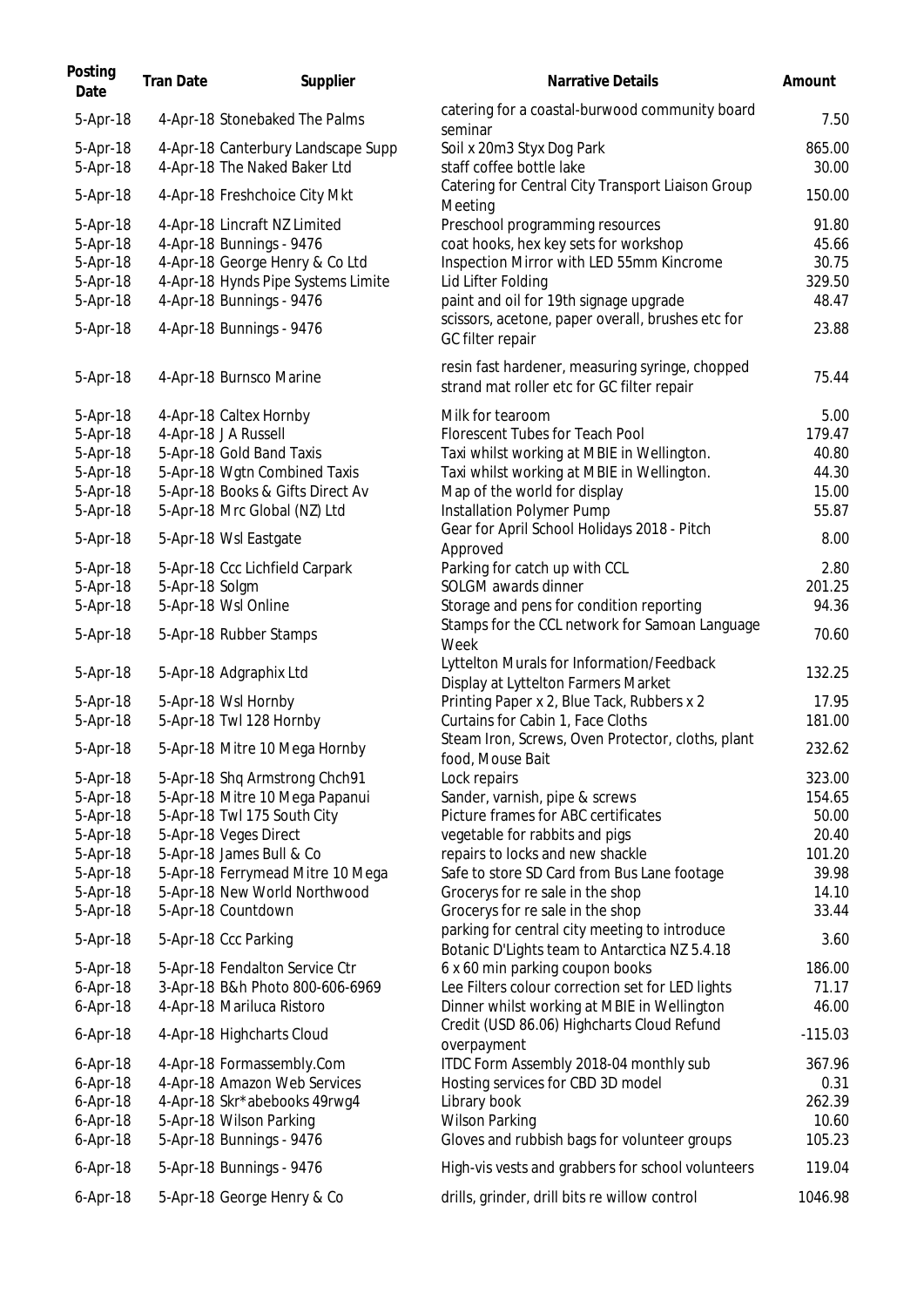| Posting Date | Tran Date | Supplier | Narrative Details | Amount |
|---|---|---|---|---|
| 5-Apr-18 | 4-Apr-18 | Stonebaked The Palms | catering for a coastal-burwood community board seminar | 7.50 |
| 5-Apr-18 | 4-Apr-18 | Canterbury Landscape Supp | Soil x 20m3 Styx Dog Park | 865.00 |
| 5-Apr-18 | 4-Apr-18 | The Naked Baker Ltd | staff coffee bottle lake | 30.00 |
| 5-Apr-18 | 4-Apr-18 | Freshchoice City Mkt | Catering for Central City Transport Liaison Group Meeting | 150.00 |
| 5-Apr-18 | 4-Apr-18 | Lincraft NZ Limited | Preschool programming resources | 91.80 |
| 5-Apr-18 | 4-Apr-18 | Bunnings - 9476 | coat hooks, hex key sets for workshop | 45.66 |
| 5-Apr-18 | 4-Apr-18 | George Henry & Co Ltd | Inspection Mirror with LED 55mm Kincrome | 30.75 |
| 5-Apr-18 | 4-Apr-18 | Hynds Pipe Systems Limite | Lid Lifter Folding | 329.50 |
| 5-Apr-18 | 4-Apr-18 | Bunnings - 9476 | paint and oil for 19th signage upgrade | 48.47 |
| 5-Apr-18 | 4-Apr-18 | Bunnings - 9476 | scissors, acetone, paper overall, brushes etc for GC filter repair | 23.88 |
| 5-Apr-18 | 4-Apr-18 | Burnsco Marine | resin fast hardener, measuring syringe, chopped strand mat roller etc for GC filter repair | 75.44 |
| 5-Apr-18 | 4-Apr-18 | Caltex Hornby | Milk for tearoom | 5.00 |
| 5-Apr-18 | 4-Apr-18 | J A Russell | Florescent Tubes for Teach Pool | 179.47 |
| 5-Apr-18 | 5-Apr-18 | Gold Band Taxis | Taxi whilst working at MBIE in Wellington. | 40.80 |
| 5-Apr-18 | 5-Apr-18 | Wgtn Combined Taxis | Taxi whilst working at MBIE in Wellington. | 44.30 |
| 5-Apr-18 | 5-Apr-18 | Books & Gifts Direct Av | Map of the world for display | 15.00 |
| 5-Apr-18 | 5-Apr-18 | Mrc Global (NZ) Ltd | Installation Polymer Pump | 55.87 |
| 5-Apr-18 | 5-Apr-18 | Wsl Eastgate | Gear for April School Holidays 2018 - Pitch Approved | 8.00 |
| 5-Apr-18 | 5-Apr-18 | Ccc Lichfield Carpark | Parking for catch up with CCL | 2.80 |
| 5-Apr-18 | 5-Apr-18 | Solgm | SOLGM awards dinner | 201.25 |
| 5-Apr-18 | 5-Apr-18 | Wsl Online | Storage and pens for condition reporting | 94.36 |
| 5-Apr-18 | 5-Apr-18 | Rubber Stamps | Stamps for the CCL network for Samoan Language Week | 70.60 |
| 5-Apr-18 | 5-Apr-18 | Adgraphix Ltd | Lyttelton Murals for Information/Feedback Display at Lyttelton Farmers Market | 132.25 |
| 5-Apr-18 | 5-Apr-18 | Wsl Hornby | Printing Paper x 2, Blue Tack, Rubbers x 2 | 17.95 |
| 5-Apr-18 | 5-Apr-18 | Twl 128 Hornby | Curtains for Cabin 1, Face Cloths | 181.00 |
| 5-Apr-18 | 5-Apr-18 | Mitre 10 Mega Hornby | Steam Iron, Screws, Oven Protector, cloths, plant food, Mouse Bait | 232.62 |
| 5-Apr-18 | 5-Apr-18 | Shq Armstrong Chch91 | Lock repairs | 323.00 |
| 5-Apr-18 | 5-Apr-18 | Mitre 10 Mega Papanui | Sander, varnish, pipe & screws | 154.65 |
| 5-Apr-18 | 5-Apr-18 | Twl 175 South City | Picture frames for ABC certificates | 50.00 |
| 5-Apr-18 | 5-Apr-18 | Veges Direct | vegetable for rabbits and pigs | 20.40 |
| 5-Apr-18 | 5-Apr-18 | James Bull & Co | repairs to locks and new shackle | 101.20 |
| 5-Apr-18 | 5-Apr-18 | Ferrymead Mitre 10 Mega | Safe to store SD Card from Bus Lane footage | 39.98 |
| 5-Apr-18 | 5-Apr-18 | New World Northwood | Grocerys for re sale in the shop | 14.10 |
| 5-Apr-18 | 5-Apr-18 | Countdown | Grocerys for re sale in the shop | 33.44 |
| 5-Apr-18 | 5-Apr-18 | Ccc Parking | parking for central city meeting to introduce Botanic D'Lights team to Antarctica NZ 5.4.18 | 3.60 |
| 5-Apr-18 | 5-Apr-18 | Fendalton Service Ctr | 6 x 60 min parking coupon books | 186.00 |
| 6-Apr-18 | 3-Apr-18 | B&h Photo 800-606-6969 | Lee Filters colour correction set for LED lights | 71.17 |
| 6-Apr-18 | 4-Apr-18 | Mariluca Ristoro | Dinner whilst working at MBIE in Wellington | 46.00 |
| 6-Apr-18 | 4-Apr-18 | Highcharts Cloud | Credit (USD 86.06) Highcharts Cloud Refund overpayment | -115.03 |
| 6-Apr-18 | 4-Apr-18 | Formassembly.Com | ITDC Form Assembly 2018-04 monthly sub | 367.96 |
| 6-Apr-18 | 4-Apr-18 | Amazon Web Services | Hosting services for CBD 3D model | 0.31 |
| 6-Apr-18 | 4-Apr-18 | Skr*abebooks 49rwg4 | Library book | 262.39 |
| 6-Apr-18 | 5-Apr-18 | Wilson Parking | Wilson Parking | 10.60 |
| 6-Apr-18 | 5-Apr-18 | Bunnings - 9476 | Gloves and rubbish bags for volunteer groups | 105.23 |
| 6-Apr-18 | 5-Apr-18 | Bunnings - 9476 | High-vis vests and grabbers for school volunteers | 119.04 |
| 6-Apr-18 | 5-Apr-18 | George Henry & Co | drills, grinder, drill bits re willow control | 1046.98 |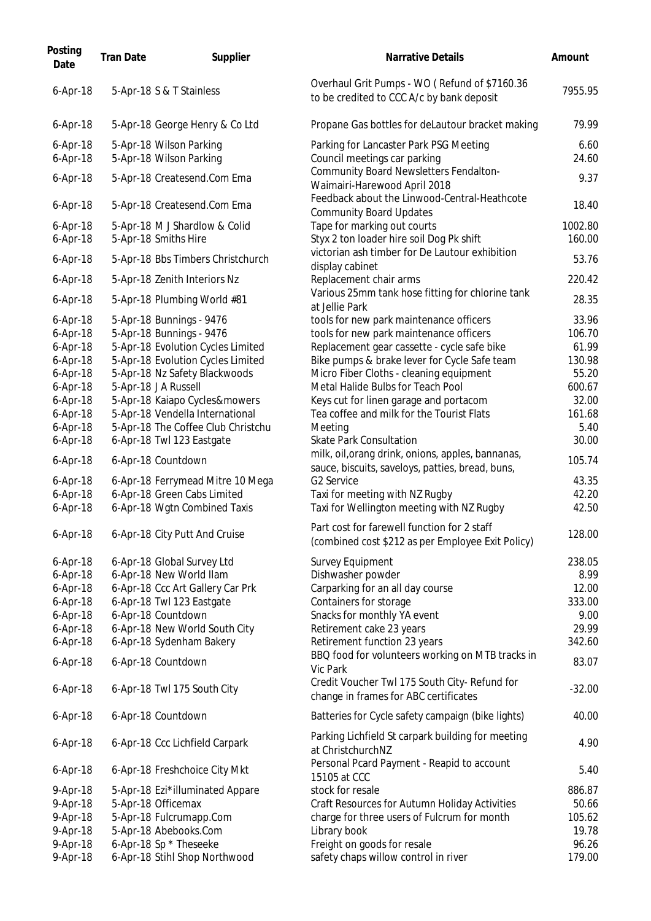| Posting Date | Tran Date | Supplier | Narrative Details | Amount |
| --- | --- | --- | --- | --- |
| 6-Apr-18 | 5-Apr-18 | S & T Stainless | Overhaul Grit Pumps - WO ( Refund of $7160.36 to be credited to CCC A/c by bank deposit | 7955.95 |
| 6-Apr-18 | 5-Apr-18 | George Henry & Co Ltd | Propane Gas bottles for deLautour bracket making | 79.99 |
| 6-Apr-18 | 5-Apr-18 | Wilson Parking | Parking for Lancaster Park PSG Meeting | 6.60 |
| 6-Apr-18 | 5-Apr-18 | Wilson Parking | Council meetings car parking | 24.60 |
| 6-Apr-18 | 5-Apr-18 | Createsend.Com Ema | Community Board Newsletters Fendalton-Waimairi-Harewood April 2018 | 9.37 |
| 6-Apr-18 | 5-Apr-18 | Createsend.Com Ema | Feedback about the Linwood-Central-Heathcote Community Board Updates | 18.40 |
| 6-Apr-18 | 5-Apr-18 | M J Shardlow & Colid | Tape for marking out courts | 1002.80 |
| 6-Apr-18 | 5-Apr-18 | Smiths Hire | Styx 2 ton loader hire soil Dog Pk shift | 160.00 |
| 6-Apr-18 | 5-Apr-18 | Bbs Timbers Christchurch | victorian ash timber for De Lautour exhibition display cabinet | 53.76 |
| 6-Apr-18 | 5-Apr-18 | Zenith Interiors Nz | Replacement chair arms | 220.42 |
| 6-Apr-18 | 5-Apr-18 | Plumbing World #81 | Various 25mm tank hose fitting for chlorine tank at Jellie Park | 28.35 |
| 6-Apr-18 | 5-Apr-18 | Bunnings - 9476 | tools for new park maintenance officers | 33.96 |
| 6-Apr-18 | 5-Apr-18 | Bunnings - 9476 | tools for new park maintenance officers | 106.70 |
| 6-Apr-18 | 5-Apr-18 | Evolution Cycles Limited | Replacement gear cassette - cycle safe bike | 61.99 |
| 6-Apr-18 | 5-Apr-18 | Evolution Cycles Limited | Bike pumps & brake lever for Cycle Safe team | 130.98 |
| 6-Apr-18 | 5-Apr-18 | Nz Safety Blackwoods | Micro Fiber Cloths - cleaning equipment | 55.20 |
| 6-Apr-18 | 5-Apr-18 | J A Russell | Metal Halide Bulbs for Teach Pool | 600.67 |
| 6-Apr-18 | 5-Apr-18 | Kaiapo Cycles&mowers | Keys cut for linen garage and portacom | 32.00 |
| 6-Apr-18 | 5-Apr-18 | Vendella International | Tea coffee and milk for the Tourist Flats | 161.68 |
| 6-Apr-18 | 5-Apr-18 | The Coffee Club Christchu | Meeting | 5.40 |
| 6-Apr-18 | 6-Apr-18 | Twl 123 Eastgate | Skate Park Consultation | 30.00 |
| 6-Apr-18 | 6-Apr-18 | Countdown | milk, oil,orang drink, onions, apples, bannanas, sauce, biscuits, saveloys, patties, bread, buns, | 105.74 |
| 6-Apr-18 | 6-Apr-18 | Ferrymead Mitre 10 Mega | G2 Service | 43.35 |
| 6-Apr-18 | 6-Apr-18 | Green Cabs Limited | Taxi for meeting with NZ Rugby | 42.20 |
| 6-Apr-18 | 6-Apr-18 | Wgtn Combined Taxis | Taxi for Wellington meeting with NZ Rugby | 42.50 |
| 6-Apr-18 | 6-Apr-18 | City Putt And Cruise | Part cost for farewell function for 2 staff (combined cost $212 as per Employee Exit Policy) | 128.00 |
| 6-Apr-18 | 6-Apr-18 | Global Survey Ltd | Survey Equipment | 238.05 |
| 6-Apr-18 | 6-Apr-18 | New World Ilam | Dishwasher powder | 8.99 |
| 6-Apr-18 | 6-Apr-18 | Ccc Art Gallery Car Prk | Carparking for an all day course | 12.00 |
| 6-Apr-18 | 6-Apr-18 | Twl 123 Eastgate | Containers for storage | 333.00 |
| 6-Apr-18 | 6-Apr-18 | Countdown | Snacks for monthly YA event | 9.00 |
| 6-Apr-18 | 6-Apr-18 | New World South City | Retirement cake 23 years | 29.99 |
| 6-Apr-18 | 6-Apr-18 | Sydenham Bakery | Retirement function 23 years | 342.60 |
| 6-Apr-18 | 6-Apr-18 | Countdown | BBQ food for volunteers working on MTB tracks in Vic Park | 83.07 |
| 6-Apr-18 | 6-Apr-18 | Twl 175 South City | Credit Voucher Twl 175 South City- Refund for change in frames for ABC certificates | -32.00 |
| 6-Apr-18 | 6-Apr-18 | Countdown | Batteries for Cycle safety campaign (bike lights) | 40.00 |
| 6-Apr-18 | 6-Apr-18 | Ccc Lichfield Carpark | Parking Lichfield St carpark building for meeting at ChristchurchNZ | 4.90 |
| 6-Apr-18 | 6-Apr-18 | Freshchoice City Mkt | Personal Pcard Payment - Reapid to account 15105 at CCC | 5.40 |
| 9-Apr-18 | 5-Apr-18 | Ezi*illuminated Appare | stock for resale | 886.87 |
| 9-Apr-18 | 5-Apr-18 | Officemax | Craft Resources for Autumn Holiday Activities | 50.66 |
| 9-Apr-18 | 5-Apr-18 | Fulcrumapp.Com | charge for three users of Fulcrum for month | 105.62 |
| 9-Apr-18 | 5-Apr-18 | Abebooks.Com | Library book | 19.78 |
| 9-Apr-18 | 6-Apr-18 | Sp * Theseeke | Freight on goods for resale | 96.26 |
| 9-Apr-18 | 6-Apr-18 | Stihl Shop Northwood | safety chaps willow control in river | 179.00 |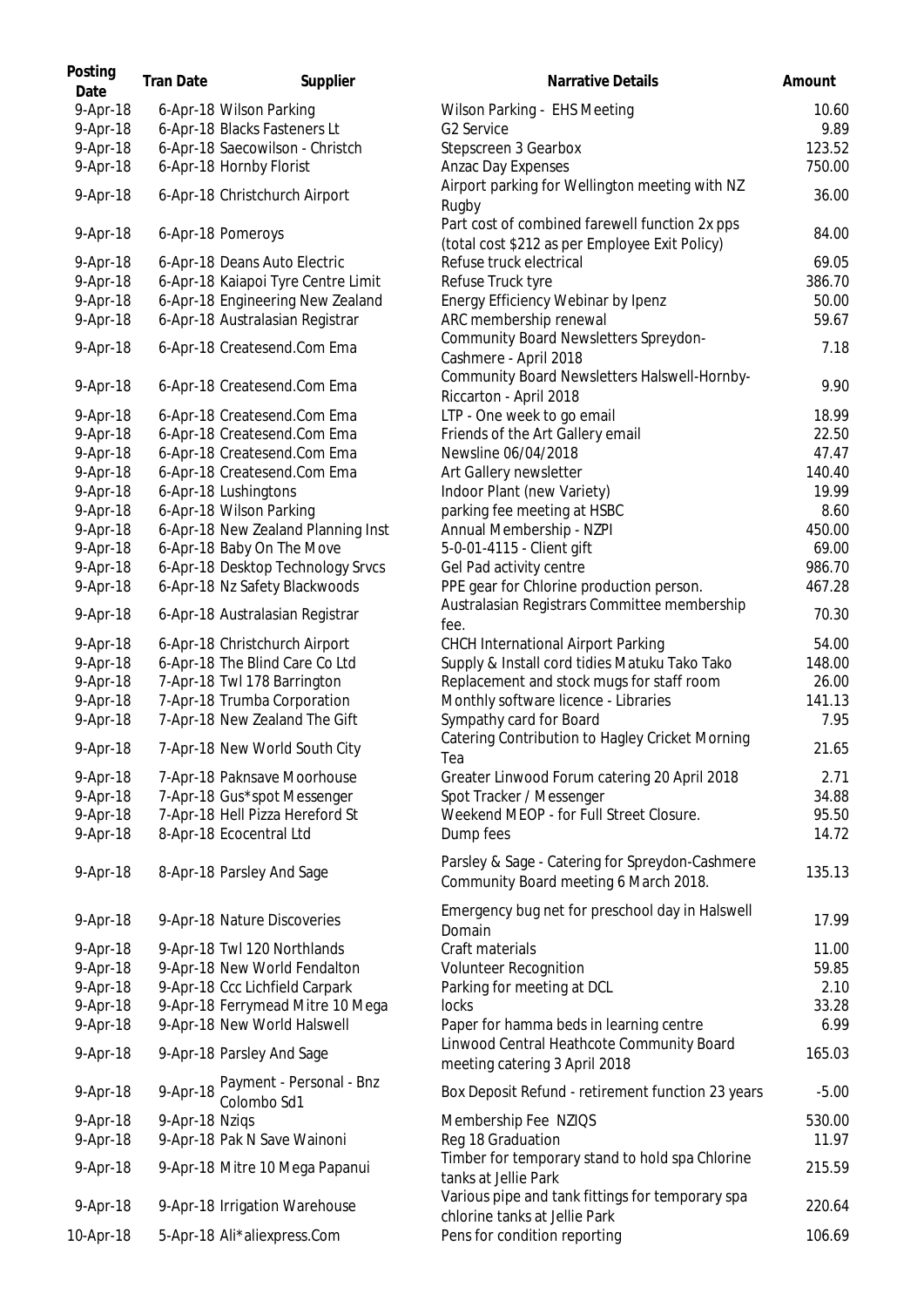| Posting Date | Tran Date | Supplier | Narrative Details | Amount |
|---|---|---|---|---|
| 9-Apr-18 | 6-Apr-18 | Wilson Parking | Wilson Parking - EHS Meeting | 10.60 |
| 9-Apr-18 | 6-Apr-18 | Blacks Fasteners Lt | G2 Service | 9.89 |
| 9-Apr-18 | 6-Apr-18 | Saecowilson - Christch | Stepscreen 3 Gearbox | 123.52 |
| 9-Apr-18 | 6-Apr-18 | Hornby Florist | Anzac Day Expenses | 750.00 |
| 9-Apr-18 | 6-Apr-18 | Christchurch Airport | Airport parking for Wellington meeting with NZ Rugby | 36.00 |
| 9-Apr-18 | 6-Apr-18 | Pomeroys | Part cost of combined farewell function 2x pps (total cost $212 as per Employee Exit Policy) | 84.00 |
| 9-Apr-18 | 6-Apr-18 | Deans Auto Electric | Refuse truck electrical | 69.05 |
| 9-Apr-18 | 6-Apr-18 | Kaiapoi Tyre Centre Limit | Refuse Truck tyre | 386.70 |
| 9-Apr-18 | 6-Apr-18 | Engineering New Zealand | Energy Efficiency Webinar by Ipenz | 50.00 |
| 9-Apr-18 | 6-Apr-18 | Australasian Registrar | ARC membership renewal | 59.67 |
| 9-Apr-18 | 6-Apr-18 | Createsend.Com Ema | Community Board Newsletters Spreydon-Cashmere - April 2018 | 7.18 |
| 9-Apr-18 | 6-Apr-18 | Createsend.Com Ema | Community Board Newsletters Halswell-Hornby-Riccarton - April 2018 | 9.90 |
| 9-Apr-18 | 6-Apr-18 | Createsend.Com Ema | LTP - One week to go email | 18.99 |
| 9-Apr-18 | 6-Apr-18 | Createsend.Com Ema | Friends of the Art Gallery email | 22.50 |
| 9-Apr-18 | 6-Apr-18 | Createsend.Com Ema | Newsline 06/04/2018 | 47.47 |
| 9-Apr-18 | 6-Apr-18 | Createsend.Com Ema | Art Gallery newsletter | 140.40 |
| 9-Apr-18 | 6-Apr-18 | Lushingtons | Indoor Plant (new Variety) | 19.99 |
| 9-Apr-18 | 6-Apr-18 | Wilson Parking | parking fee meeting at HSBC | 8.60 |
| 9-Apr-18 | 6-Apr-18 | New Zealand Planning Inst | Annual Membership - NZPI | 450.00 |
| 9-Apr-18 | 6-Apr-18 | Baby On The Move | 5-0-01-4115 - Client gift | 69.00 |
| 9-Apr-18 | 6-Apr-18 | Desktop Technology Srvcs | Gel Pad activity centre | 986.70 |
| 9-Apr-18 | 6-Apr-18 | Nz Safety Blackwoods | PPE gear for Chlorine production person. | 467.28 |
| 9-Apr-18 | 6-Apr-18 | Australasian Registrar | Australasian Registrars Committee membership fee. | 70.30 |
| 9-Apr-18 | 6-Apr-18 | Christchurch Airport | CHCH International Airport Parking | 54.00 |
| 9-Apr-18 | 6-Apr-18 | The Blind Care Co Ltd | Supply & Install cord tidies Matuku Tako Tako | 148.00 |
| 9-Apr-18 | 7-Apr-18 | Twl 178 Barrington | Replacement and stock mugs for staff room | 26.00 |
| 9-Apr-18 | 7-Apr-18 | Trumba Corporation | Monthly software licence - Libraries | 141.13 |
| 9-Apr-18 | 7-Apr-18 | New Zealand The Gift | Sympathy card for Board | 7.95 |
| 9-Apr-18 | 7-Apr-18 | New World South City | Catering Contribution to Hagley Cricket Morning Tea | 21.65 |
| 9-Apr-18 | 7-Apr-18 | Paknsave Moorhouse | Greater Linwood Forum catering 20 April 2018 | 2.71 |
| 9-Apr-18 | 7-Apr-18 | Gus*spot Messenger | Spot Tracker / Messenger | 34.88 |
| 9-Apr-18 | 7-Apr-18 | Hell Pizza Hereford St | Weekend MEOP - for Full Street Closure. | 95.50 |
| 9-Apr-18 | 8-Apr-18 | Ecocentral Ltd | Dump fees | 14.72 |
| 9-Apr-18 | 8-Apr-18 | Parsley And Sage | Parsley & Sage - Catering for Spreydon-Cashmere Community Board meeting 6 March 2018. | 135.13 |
| 9-Apr-18 | 9-Apr-18 | Nature Discoveries | Emergency bug net for preschool day in Halswell Domain | 17.99 |
| 9-Apr-18 | 9-Apr-18 | Twl 120 Northlands | Craft materials | 11.00 |
| 9-Apr-18 | 9-Apr-18 | New World Fendalton | Volunteer Recognition | 59.85 |
| 9-Apr-18 | 9-Apr-18 | Ccc Lichfield Carpark | Parking for meeting at DCL | 2.10 |
| 9-Apr-18 | 9-Apr-18 | Ferrymead Mitre 10 Mega | locks | 33.28 |
| 9-Apr-18 | 9-Apr-18 | New World Halswell | Paper for hamma beds in learning centre | 6.99 |
| 9-Apr-18 | 9-Apr-18 | Parsley And Sage | Linwood Central Heathcote Community Board meeting catering 3 April 2018 | 165.03 |
| 9-Apr-18 | 9-Apr-18 | Payment - Personal - Bnz Colombo Sd1 | Box Deposit Refund - retirement function 23 years | -5.00 |
| 9-Apr-18 | 9-Apr-18 | Nziqs | Membership Fee NZIQS | 530.00 |
| 9-Apr-18 | 9-Apr-18 | Pak N Save Wainoni | Reg 18 Graduation | 11.97 |
| 9-Apr-18 | 9-Apr-18 | Mitre 10 Mega Papanui | Timber for temporary stand to hold spa Chlorine tanks at Jellie Park | 215.59 |
| 9-Apr-18 | 9-Apr-18 | Irrigation Warehouse | Various pipe and tank fittings for temporary spa chlorine tanks at Jellie Park | 220.64 |
| 10-Apr-18 | 5-Apr-18 | Ali*aliexpress.Com | Pens for condition reporting | 106.69 |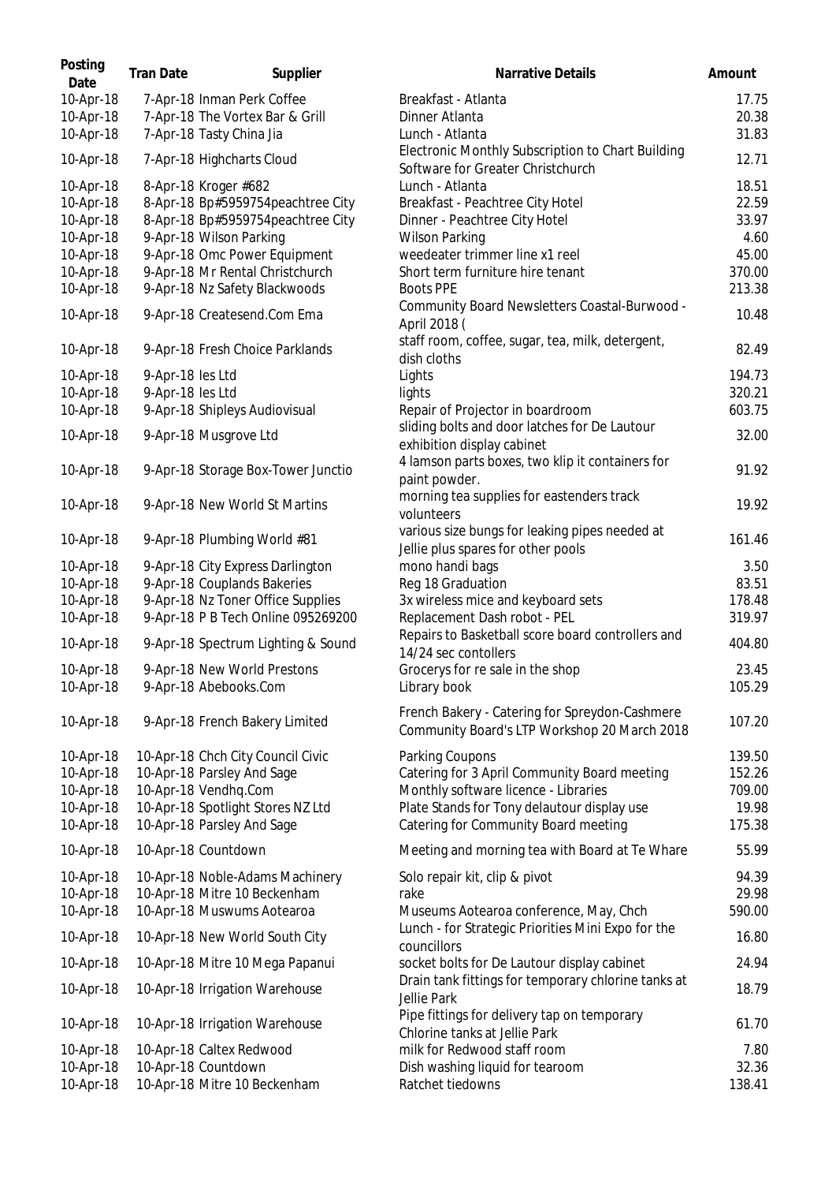| Posting Date | Tran Date | Supplier | Narrative Details | Amount |
| --- | --- | --- | --- | --- |
| 10-Apr-18 | 7-Apr-18 | Inman Perk Coffee | Breakfast - Atlanta | 17.75 |
| 10-Apr-18 | 7-Apr-18 | The Vortex Bar & Grill | Dinner Atlanta | 20.38 |
| 10-Apr-18 | 7-Apr-18 | Tasty China Jia | Lunch - Atlanta | 31.83 |
| 10-Apr-18 | 7-Apr-18 | Highcharts Cloud | Electronic Monthly Subscription to Chart Building Software for Greater Christchurch | 12.71 |
| 10-Apr-18 | 8-Apr-18 | Kroger #682 | Lunch - Atlanta | 18.51 |
| 10-Apr-18 | 8-Apr-18 | Bp#5959754peachtree City | Breakfast - Peachtree City Hotel | 22.59 |
| 10-Apr-18 | 8-Apr-18 | Bp#5959754peachtree City | Dinner - Peachtree City Hotel | 33.97 |
| 10-Apr-18 | 9-Apr-18 | Wilson Parking | Wilson Parking | 4.60 |
| 10-Apr-18 | 9-Apr-18 | Omc Power Equipment | weedeater trimmer line x1 reel | 45.00 |
| 10-Apr-18 | 9-Apr-18 | Mr Rental Christchurch | Short term furniture hire tenant | 370.00 |
| 10-Apr-18 | 9-Apr-18 | Nz Safety Blackwoods | Boots PPE | 213.38 |
| 10-Apr-18 | 9-Apr-18 | Createsend.Com Ema | Community Board Newsletters Coastal-Burwood - April 2018 ( | 10.48 |
| 10-Apr-18 | 9-Apr-18 | Fresh Choice Parklands | staff room, coffee, sugar, tea, milk, detergent, dish cloths | 82.49 |
| 10-Apr-18 | 9-Apr-18 | Ies Ltd | Lights | 194.73 |
| 10-Apr-18 | 9-Apr-18 | Ies Ltd | lights | 320.21 |
| 10-Apr-18 | 9-Apr-18 | Shipleys Audiovisual | Repair of Projector in boardroom | 603.75 |
| 10-Apr-18 | 9-Apr-18 | Musgrove Ltd | sliding bolts and door latches for De Lautour exhibition display cabinet | 32.00 |
| 10-Apr-18 | 9-Apr-18 | Storage Box-Tower Junctio | 4 lamson parts boxes, two klip it containers for paint powder. | 91.92 |
| 10-Apr-18 | 9-Apr-18 | New World St Martins | morning tea supplies for eastenders track volunteers | 19.92 |
| 10-Apr-18 | 9-Apr-18 | Plumbing World #81 | various size bungs for leaking pipes needed at Jellie plus spares for other pools | 161.46 |
| 10-Apr-18 | 9-Apr-18 | City Express Darlington | mono handi bags | 3.50 |
| 10-Apr-18 | 9-Apr-18 | Couplands Bakeries | Reg 18 Graduation | 83.51 |
| 10-Apr-18 | 9-Apr-18 | Nz Toner Office Supplies | 3x wireless mice and keyboard sets | 178.48 |
| 10-Apr-18 | 9-Apr-18 | P B Tech Online 095269200 | Replacement Dash robot - PEL | 319.97 |
| 10-Apr-18 | 9-Apr-18 | Spectrum Lighting & Sound | Repairs to Basketball score board controllers and 14/24 sec contollers | 404.80 |
| 10-Apr-18 | 9-Apr-18 | New World Prestons | Grocerys for re sale in the shop | 23.45 |
| 10-Apr-18 | 9-Apr-18 | Abebooks.Com | Library book | 105.29 |
| 10-Apr-18 | 9-Apr-18 | French Bakery Limited | French Bakery - Catering for Spreydon-Cashmere Community Board's LTP Workshop 20 March 2018 | 107.20 |
| 10-Apr-18 | 10-Apr-18 | Chch City Council Civic | Parking Coupons | 139.50 |
| 10-Apr-18 | 10-Apr-18 | Parsley And Sage | Catering for 3 April Community Board meeting | 152.26 |
| 10-Apr-18 | 10-Apr-18 | Vendhq.Com | Monthly software licence - Libraries | 709.00 |
| 10-Apr-18 | 10-Apr-18 | Spotlight Stores NZ Ltd | Plate Stands for Tony delautour display use | 19.98 |
| 10-Apr-18 | 10-Apr-18 | Parsley And Sage | Catering for Community Board meeting | 175.38 |
| 10-Apr-18 | 10-Apr-18 | Countdown | Meeting and morning tea with Board at Te Whare | 55.99 |
| 10-Apr-18 | 10-Apr-18 | Noble-Adams Machinery | Solo repair kit, clip & pivot | 94.39 |
| 10-Apr-18 | 10-Apr-18 | Mitre 10 Beckenham | rake | 29.98 |
| 10-Apr-18 | 10-Apr-18 | Muswums Aotearoa | Museums Aotearoa conference, May, Chch | 590.00 |
| 10-Apr-18 | 10-Apr-18 | New World South City | Lunch - for Strategic Priorities Mini Expo for the councillors | 16.80 |
| 10-Apr-18 | 10-Apr-18 | Mitre 10 Mega Papanui | socket bolts for De Lautour display cabinet | 24.94 |
| 10-Apr-18 | 10-Apr-18 | Irrigation Warehouse | Drain tank fittings for temporary chlorine tanks at Jellie Park | 18.79 |
| 10-Apr-18 | 10-Apr-18 | Irrigation Warehouse | Pipe fittings for delivery tap on temporary Chlorine tanks at Jellie Park | 61.70 |
| 10-Apr-18 | 10-Apr-18 | Caltex Redwood | milk for Redwood staff room | 7.80 |
| 10-Apr-18 | 10-Apr-18 | Countdown | Dish washing liquid for tearoom | 32.36 |
| 10-Apr-18 | 10-Apr-18 | Mitre 10 Beckenham | Ratchet tiedowns | 138.41 |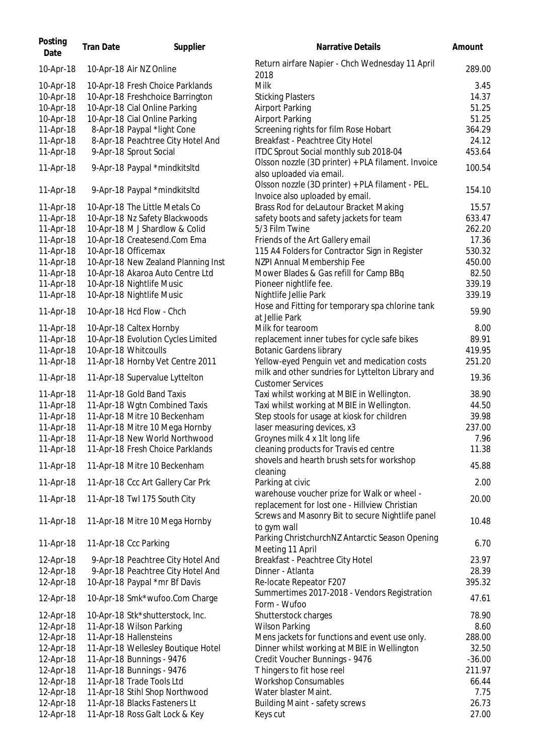| Posting Date | Tran Date | Supplier | Narrative Details | Amount |
|---|---|---|---|---|
| 10-Apr-18 | 10-Apr-18 | Air NZ Online | Return airfare Napier - Chch Wednesday 11 April 2018 | 289.00 |
| 10-Apr-18 | 10-Apr-18 | Fresh Choice Parklands | Milk | 3.45 |
| 10-Apr-18 | 10-Apr-18 | Freshchoice Barrington | Sticking Plasters | 14.37 |
| 10-Apr-18 | 10-Apr-18 | Cial Online Parking | Airport Parking | 51.25 |
| 10-Apr-18 | 10-Apr-18 | Cial Online Parking | Airport Parking | 51.25 |
| 11-Apr-18 | 8-Apr-18 | Paypal *light Cone | Screening rights for film Rose Hobart | 364.29 |
| 11-Apr-18 | 8-Apr-18 | Peachtree City Hotel And | Breakfast - Peachtree City Hotel | 24.12 |
| 11-Apr-18 | 9-Apr-18 | Sprout Social | ITDC Sprout Social monthly sub 2018-04 | 453.64 |
| 11-Apr-18 | 9-Apr-18 | Paypal *mindkitsltd | Olsson nozzle (3D printer) + PLA filament. Invoice also uploaded via email. | 100.54 |
| 11-Apr-18 | 9-Apr-18 | Paypal *mindkitsltd | Olsson nozzle (3D printer) + PLA filament - PEL. Invoice also uploaded by email. | 154.10 |
| 11-Apr-18 | 10-Apr-18 | The Little Metals Co | Brass Rod for deLautour Bracket Making | 15.57 |
| 11-Apr-18 | 10-Apr-18 | Nz Safety Blackwoods | safety boots and safety jackets for team | 633.47 |
| 11-Apr-18 | 10-Apr-18 | M J Shardlow & Colid | 5/3 Film Twine | 262.20 |
| 11-Apr-18 | 10-Apr-18 | Createsend.Com Ema | Friends of the Art Gallery email | 17.36 |
| 11-Apr-18 | 10-Apr-18 | Officemax | 115 A4 Folders for Contractor Sign in Register | 530.32 |
| 11-Apr-18 | 10-Apr-18 | New Zealand Planning Inst | NZPI Annual Membership Fee | 450.00 |
| 11-Apr-18 | 10-Apr-18 | Akaroa Auto Centre Ltd | Mower Blades & Gas refill for Camp BBq | 82.50 |
| 11-Apr-18 | 10-Apr-18 | Nightlife Music | Pioneer nightlife fee. | 339.19 |
| 11-Apr-18 | 10-Apr-18 | Nightlife Music | Nightlife Jellie Park | 339.19 |
| 11-Apr-18 | 10-Apr-18 | Hcd Flow - Chch | Hose and Fitting for temporary spa chlorine tank at Jellie Park | 59.90 |
| 11-Apr-18 | 10-Apr-18 | Caltex Hornby | Milk for tearoom | 8.00 |
| 11-Apr-18 | 10-Apr-18 | Evolution Cycles Limited | replacement inner tubes for cycle safe bikes | 89.91 |
| 11-Apr-18 | 10-Apr-18 | Whitcoulls | Botanic Gardens library | 419.95 |
| 11-Apr-18 | 11-Apr-18 | Hornby Vet Centre 2011 | Yellow-eyed Penguin vet and medication costs | 251.20 |
| 11-Apr-18 | 11-Apr-18 | Supervalue Lyttelton | milk and other sundries for Lyttelton Library and Customer Services | 19.36 |
| 11-Apr-18 | 11-Apr-18 | Gold Band Taxis | Taxi whilst working at MBIE in Wellington. | 38.90 |
| 11-Apr-18 | 11-Apr-18 | Wgtn Combined Taxis | Taxi whilst working at MBIE in Wellington. | 44.50 |
| 11-Apr-18 | 11-Apr-18 | Mitre 10 Beckenham | Step stools for usage at kiosk for children | 39.98 |
| 11-Apr-18 | 11-Apr-18 | Mitre 10 Mega Hornby | laser measuring devices, x3 | 237.00 |
| 11-Apr-18 | 11-Apr-18 | New World Northwood | Groynes milk 4 x 1lt long life | 7.96 |
| 11-Apr-18 | 11-Apr-18 | Fresh Choice Parklands | cleaning products for Travis ed centre | 11.38 |
| 11-Apr-18 | 11-Apr-18 | Mitre 10 Beckenham | shovels and hearth brush sets for workshop cleaning | 45.88 |
| 11-Apr-18 | 11-Apr-18 | Ccc Art Gallery Car Prk | Parking at civic | 2.00 |
| 11-Apr-18 | 11-Apr-18 | Twl 175 South City | warehouse voucher prize for Walk or wheel - replacement for lost one - Hillview Christian | 20.00 |
| 11-Apr-18 | 11-Apr-18 | Mitre 10 Mega Hornby | Screws and Masonry Bit to secure Nightlife panel to gym wall | 10.48 |
| 11-Apr-18 | 11-Apr-18 | Ccc Parking | Parking ChristchurchNZ Antarctic Season Opening Meeting 11 April | 6.70 |
| 12-Apr-18 | 9-Apr-18 | Peachtree City Hotel And | Breakfast - Peachtree City Hotel | 23.97 |
| 12-Apr-18 | 9-Apr-18 | Peachtree City Hotel And | Dinner - Atlanta | 28.39 |
| 12-Apr-18 | 10-Apr-18 | Paypal *mr Bf Davis | Re-locate Repeator F207 | 395.32 |
| 12-Apr-18 | 10-Apr-18 | Smk*wufoo.Com Charge | Summertimes 2017-2018 - Vendors Registration Form - Wufoo | 47.61 |
| 12-Apr-18 | 10-Apr-18 | Stk*shutterstock, Inc. | Shutterstock charges | 78.90 |
| 12-Apr-18 | 11-Apr-18 | Wilson Parking | Wilson Parking | 8.60 |
| 12-Apr-18 | 11-Apr-18 | Hallensteins | Mens jackets for functions and event use only. | 288.00 |
| 12-Apr-18 | 11-Apr-18 | Wellesley Boutique Hotel | Dinner whilst working at MBIE in Wellington | 32.50 |
| 12-Apr-18 | 11-Apr-18 | Bunnings - 9476 | Credit Voucher Bunnings - 9476 | -36.00 |
| 12-Apr-18 | 11-Apr-18 | Bunnings - 9476 | T hingers to fit hose reel | 211.97 |
| 12-Apr-18 | 11-Apr-18 | Trade Tools Ltd | Workshop Consumables | 66.44 |
| 12-Apr-18 | 11-Apr-18 | Stihl Shop Northwood | Water blaster Maint. | 7.75 |
| 12-Apr-18 | 11-Apr-18 | Blacks Fasteners Lt | Building Maint - safety screws | 26.73 |
| 12-Apr-18 | 11-Apr-18 | Ross Galt Lock & Key | Keys cut | 27.00 |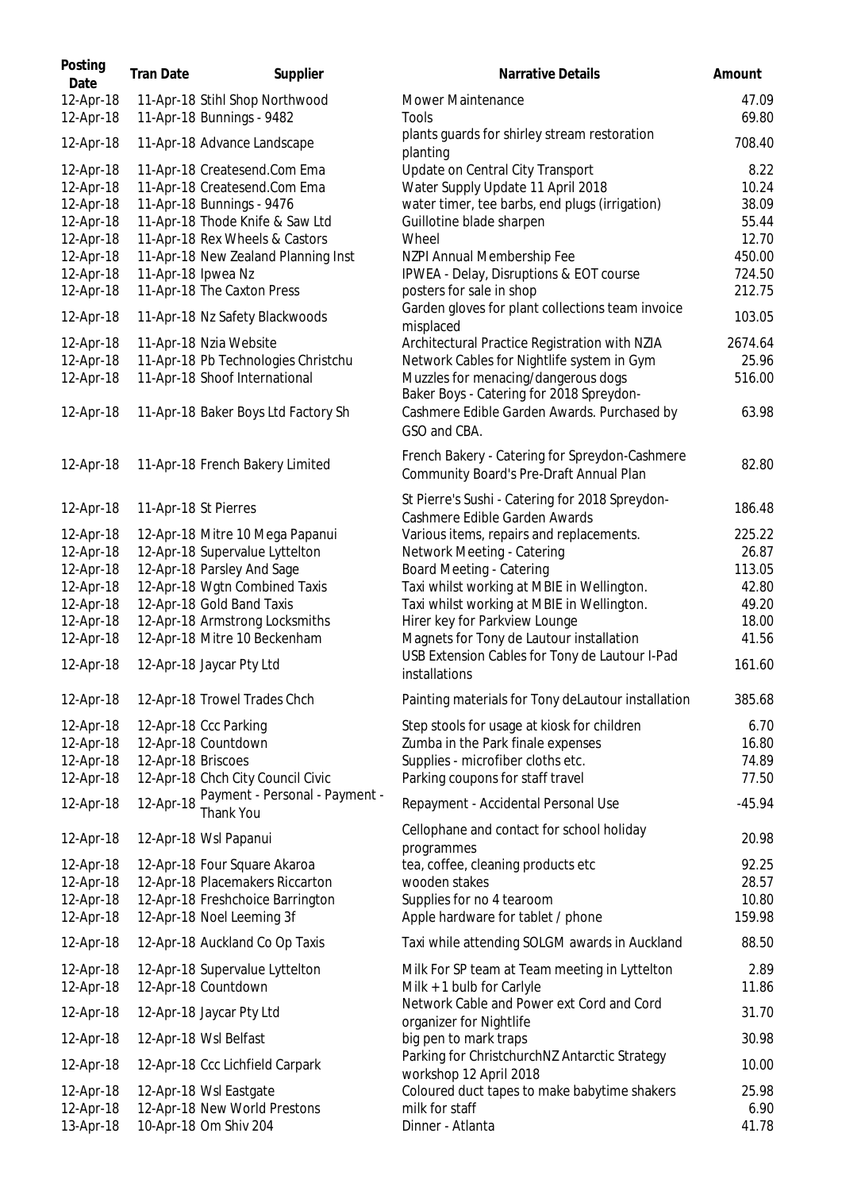| Posting Date | Tran Date | Supplier | Narrative Details | Amount |
| --- | --- | --- | --- | --- |
| 12-Apr-18 | 11-Apr-18 | Stihl Shop Northwood | Mower Maintenance | 47.09 |
| 12-Apr-18 | 11-Apr-18 | Bunnings - 9482 | Tools | 69.80 |
| 12-Apr-18 | 11-Apr-18 | Advance Landscape | plants guards for shirley stream restoration planting | 708.40 |
| 12-Apr-18 | 11-Apr-18 | Createsend.Com Ema | Update on Central City Transport | 8.22 |
| 12-Apr-18 | 11-Apr-18 | Createsend.Com Ema | Water Supply Update 11 April 2018 | 10.24 |
| 12-Apr-18 | 11-Apr-18 | Bunnings - 9476 | water timer, tee barbs, end plugs (irrigation) | 38.09 |
| 12-Apr-18 | 11-Apr-18 | Thode Knife & Saw Ltd | Guillotine blade sharpen | 55.44 |
| 12-Apr-18 | 11-Apr-18 | Rex Wheels & Castors | Wheel | 12.70 |
| 12-Apr-18 | 11-Apr-18 | New Zealand Planning Inst | NZPI Annual Membership Fee | 450.00 |
| 12-Apr-18 | 11-Apr-18 | Ipwea Nz | IPWEA - Delay, Disruptions & EOT course | 724.50 |
| 12-Apr-18 | 11-Apr-18 | The Caxton Press | posters for sale in shop | 212.75 |
| 12-Apr-18 | 11-Apr-18 | Nz Safety Blackwoods | Garden gloves for plant collections team invoice misplaced | 103.05 |
| 12-Apr-18 | 11-Apr-18 | Nzia Website | Architectural Practice Registration with NZIA | 2674.64 |
| 12-Apr-18 | 11-Apr-18 | Pb Technologies Christchu | Network Cables for Nightlife system in Gym | 25.96 |
| 12-Apr-18 | 11-Apr-18 | Shoof International | Muzzles for menacing/dangerous dogs | 516.00 |
| 12-Apr-18 | 11-Apr-18 | Baker Boys Ltd Factory Sh | Baker Boys - Catering for 2018 Spreydon-Cashmere Edible Garden Awards. Purchased by GSO and CBA. | 63.98 |
| 12-Apr-18 | 11-Apr-18 | French Bakery Limited | French Bakery - Catering for Spreydon-Cashmere Community Board's Pre-Draft Annual Plan | 82.80 |
| 12-Apr-18 | 11-Apr-18 | St Pierres | St Pierre's Sushi - Catering for 2018 Spreydon-Cashmere Edible Garden Awards | 186.48 |
| 12-Apr-18 | 12-Apr-18 | Mitre 10 Mega Papanui | Various items, repairs and replacements. | 225.22 |
| 12-Apr-18 | 12-Apr-18 | Supervalue Lyttelton | Network Meeting - Catering | 26.87 |
| 12-Apr-18 | 12-Apr-18 | Parsley And Sage | Board Meeting - Catering | 113.05 |
| 12-Apr-18 | 12-Apr-18 | Wgtn Combined Taxis | Taxi whilst working at MBIE in Wellington. | 42.80 |
| 12-Apr-18 | 12-Apr-18 | Gold Band Taxis | Taxi whilst working at MBIE in Wellington. | 49.20 |
| 12-Apr-18 | 12-Apr-18 | Armstrong Locksmiths | Hirer key for Parkview Lounge | 18.00 |
| 12-Apr-18 | 12-Apr-18 | Mitre 10 Beckenham | Magnets for Tony de Lautour installation | 41.56 |
| 12-Apr-18 | 12-Apr-18 | Jaycar Pty Ltd | USB Extension Cables for Tony de Lautour I-Pad installations | 161.60 |
| 12-Apr-18 | 12-Apr-18 | Trowel Trades Chch | Painting materials for Tony deLautour installation | 385.68 |
| 12-Apr-18 | 12-Apr-18 | Ccc Parking | Step stools for usage at kiosk for children | 6.70 |
| 12-Apr-18 | 12-Apr-18 | Countdown | Zumba in the Park finale expenses | 16.80 |
| 12-Apr-18 | 12-Apr-18 | Briscoes | Supplies - microfiber cloths etc. | 74.89 |
| 12-Apr-18 | 12-Apr-18 | Chch City Council Civic | Parking coupons for staff travel | 77.50 |
| 12-Apr-18 | 12-Apr-18 | Payment - Personal - Payment - Thank You | Repayment - Accidental Personal Use | -45.94 |
| 12-Apr-18 | 12-Apr-18 | Wsl Papanui | Cellophane and contact for school holiday programmes | 20.98 |
| 12-Apr-18 | 12-Apr-18 | Four Square Akaroa | tea, coffee, cleaning products etc | 92.25 |
| 12-Apr-18 | 12-Apr-18 | Placemakers Riccarton | wooden stakes | 28.57 |
| 12-Apr-18 | 12-Apr-18 | Freshchoice Barrington | Supplies for no 4 tearoom | 10.80 |
| 12-Apr-18 | 12-Apr-18 | Noel Leeming 3f | Apple hardware for tablet / phone | 159.98 |
| 12-Apr-18 | 12-Apr-18 | Auckland Co Op Taxis | Taxi while attending SOLGM awards in Auckland | 88.50 |
| 12-Apr-18 | 12-Apr-18 | Supervalue Lyttelton | Milk For SP team at Team meeting in Lyttelton | 2.89 |
| 12-Apr-18 | 12-Apr-18 | Countdown | Milk + 1 bulb for Carlyle | 11.86 |
| 12-Apr-18 | 12-Apr-18 | Jaycar Pty Ltd | Network Cable and Power ext Cord and Cord organizer for Nightlife | 31.70 |
| 12-Apr-18 | 12-Apr-18 | Wsl Belfast | big pen to mark traps | 30.98 |
| 12-Apr-18 | 12-Apr-18 | Ccc Lichfield Carpark | Parking for ChristchurchNZ Antarctic Strategy workshop 12 April 2018 | 10.00 |
| 12-Apr-18 | 12-Apr-18 | Wsl Eastgate | Coloured duct tapes to make babytime shakers | 25.98 |
| 12-Apr-18 | 12-Apr-18 | New World Prestons | milk for staff | 6.90 |
| 13-Apr-18 | 10-Apr-18 | Om Shiv 204 | Dinner - Atlanta | 41.78 |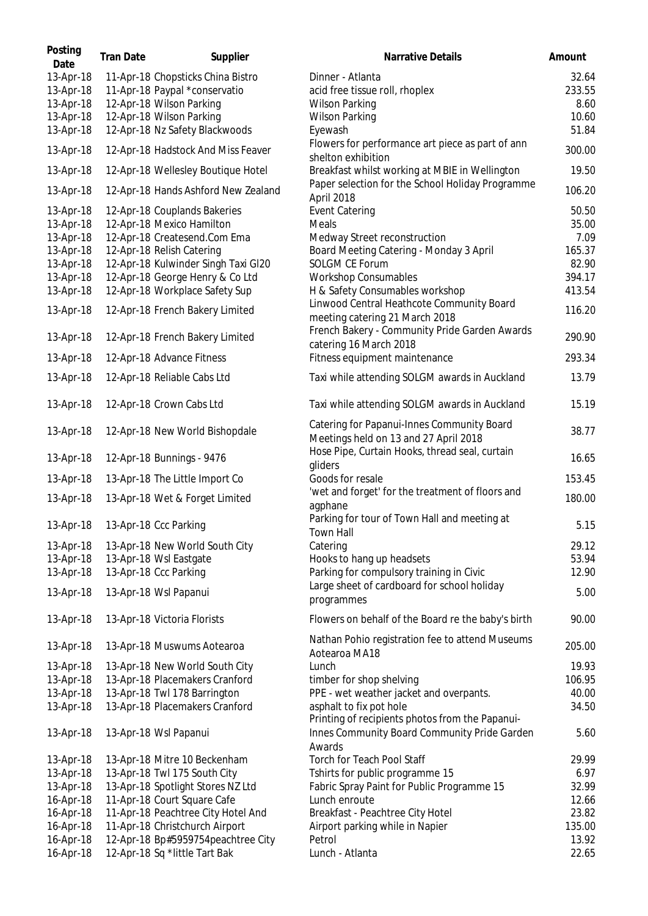| Posting Date | Tran Date | Supplier | Narrative Details | Amount |
|---|---|---|---|---|
| 13-Apr-18 | 11-Apr-18 | Chopsticks China Bistro | Dinner - Atlanta | 32.64 |
| 13-Apr-18 | 11-Apr-18 | Paypal *conservatio | acid free tissue roll, rhoplex | 233.55 |
| 13-Apr-18 | 12-Apr-18 | Wilson Parking | Wilson Parking | 8.60 |
| 13-Apr-18 | 12-Apr-18 | Wilson Parking | Wilson Parking | 10.60 |
| 13-Apr-18 | 12-Apr-18 | Nz Safety Blackwoods | Eyewash | 51.84 |
| 13-Apr-18 | 12-Apr-18 | Hadstock And Miss Feaver | Flowers for performance art piece as part of ann shelton exhibition | 300.00 |
| 13-Apr-18 | 12-Apr-18 | Wellesley Boutique Hotel | Breakfast whilst working at MBIE in Wellington | 19.50 |
| 13-Apr-18 | 12-Apr-18 | Hands Ashford New Zealand | Paper selection for the School Holiday Programme April 2018 | 106.20 |
| 13-Apr-18 | 12-Apr-18 | Couplands Bakeries | Event Catering | 50.50 |
| 13-Apr-18 | 12-Apr-18 | Mexico Hamilton | Meals | 35.00 |
| 13-Apr-18 | 12-Apr-18 | Createsend.Com Ema | Medway Street reconstruction | 7.09 |
| 13-Apr-18 | 12-Apr-18 | Relish Catering | Board Meeting Catering - Monday 3 April | 165.37 |
| 13-Apr-18 | 12-Apr-18 | Kulwinder Singh Taxi Gl20 | SOLGM CE Forum | 82.90 |
| 13-Apr-18 | 12-Apr-18 | George Henry & Co Ltd | Workshop Consumables | 394.17 |
| 13-Apr-18 | 12-Apr-18 | Workplace Safety Sup | H & Safety Consumables workshop | 413.54 |
| 13-Apr-18 | 12-Apr-18 | French Bakery Limited | Linwood Central Heathcote Community Board meeting catering 21 March 2018 | 116.20 |
| 13-Apr-18 | 12-Apr-18 | French Bakery Limited | French Bakery - Community Pride Garden Awards catering 16 March 2018 | 290.90 |
| 13-Apr-18 | 12-Apr-18 | Advance Fitness | Fitness equipment maintenance | 293.34 |
| 13-Apr-18 | 12-Apr-18 | Reliable Cabs Ltd | Taxi while attending SOLGM awards in Auckland | 13.79 |
| 13-Apr-18 | 12-Apr-18 | Crown Cabs Ltd | Taxi while attending SOLGM awards in Auckland | 15.19 |
| 13-Apr-18 | 12-Apr-18 | New World Bishopdale | Catering for Papanui-Innes Community Board Meetings held on 13 and 27 April 2018 | 38.77 |
| 13-Apr-18 | 12-Apr-18 | Bunnings - 9476 | Hose Pipe, Curtain Hooks, thread seal, curtain gliders | 16.65 |
| 13-Apr-18 | 13-Apr-18 | The Little Import Co | Goods for resale | 153.45 |
| 13-Apr-18 | 13-Apr-18 | Wet & Forget Limited | 'wet and forget' for the treatment of floors and agphane | 180.00 |
| 13-Apr-18 | 13-Apr-18 | Ccc Parking | Parking for tour of Town Hall and meeting at Town Hall | 5.15 |
| 13-Apr-18 | 13-Apr-18 | New World South City | Catering | 29.12 |
| 13-Apr-18 | 13-Apr-18 | Wsl Eastgate | Hooks to hang up headsets | 53.94 |
| 13-Apr-18 | 13-Apr-18 | Ccc Parking | Parking for compulsory training in Civic | 12.90 |
| 13-Apr-18 | 13-Apr-18 | Wsl Papanui | Large sheet of cardboard for school holiday programmes | 5.00 |
| 13-Apr-18 | 13-Apr-18 | Victoria Florists | Flowers on behalf of the Board re the baby's birth | 90.00 |
| 13-Apr-18 | 13-Apr-18 | Muswums Aotearoa | Nathan Pohio registration fee to attend Museums Aotearoa MA18 | 205.00 |
| 13-Apr-18 | 13-Apr-18 | New World South City | Lunch | 19.93 |
| 13-Apr-18 | 13-Apr-18 | Placemakers Cranford | timber for shop shelving | 106.95 |
| 13-Apr-18 | 13-Apr-18 | Twl 178 Barrington | PPE - wet weather jacket and overpants. | 40.00 |
| 13-Apr-18 | 13-Apr-18 | Placemakers Cranford | asphalt to fix pot hole | 34.50 |
| 13-Apr-18 | 13-Apr-18 | Wsl Papanui | Printing of recipients photos from the Papanui-Innes Community Board Community Pride Garden Awards | 5.60 |
| 13-Apr-18 | 13-Apr-18 | Mitre 10 Beckenham | Torch for Teach Pool Staff | 29.99 |
| 13-Apr-18 | 13-Apr-18 | Twl 175 South City | Tshirts for public programme 15 | 6.97 |
| 13-Apr-18 | 13-Apr-18 | Spotlight Stores NZ Ltd | Fabric Spray Paint for Public Programme 15 | 32.99 |
| 16-Apr-18 | 11-Apr-18 | Court Square Cafe | Lunch enroute | 12.66 |
| 16-Apr-18 | 11-Apr-18 | Peachtree City Hotel And | Breakfast - Peachtree City Hotel | 23.82 |
| 16-Apr-18 | 11-Apr-18 | Christchurch Airport | Airport parking while in Napier | 135.00 |
| 16-Apr-18 | 12-Apr-18 | Bp#5959754peachtree City | Petrol | 13.92 |
| 16-Apr-18 | 12-Apr-18 | Sq *little Tart Bak | Lunch - Atlanta | 22.65 |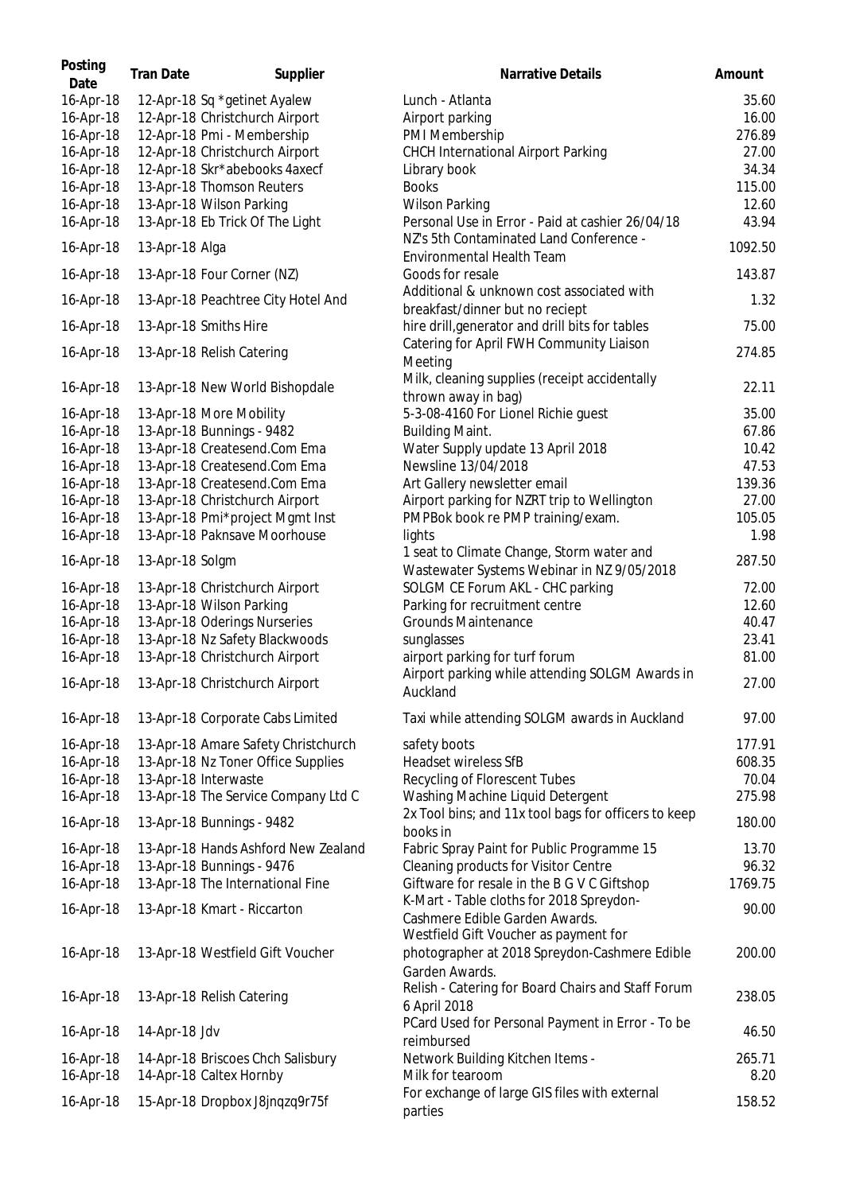| Posting Date | Tran Date | Supplier | Narrative Details | Amount |
|---|---|---|---|---|
| 16-Apr-18 | 12-Apr-18 | Sq *getinet Ayalew | Lunch - Atlanta | 35.60 |
| 16-Apr-18 | 12-Apr-18 | Christchurch Airport | Airport parking | 16.00 |
| 16-Apr-18 | 12-Apr-18 | Pmi - Membership | PMI Membership | 276.89 |
| 16-Apr-18 | 12-Apr-18 | Christchurch Airport | CHCH International Airport Parking | 27.00 |
| 16-Apr-18 | 12-Apr-18 | Skr*abebooks 4axecf | Library book | 34.34 |
| 16-Apr-18 | 13-Apr-18 | Thomson Reuters | Books | 115.00 |
| 16-Apr-18 | 13-Apr-18 | Wilson Parking | Wilson Parking | 12.60 |
| 16-Apr-18 | 13-Apr-18 | Eb Trick Of The Light | Personal Use in Error - Paid at cashier 26/04/18 | 43.94 |
| 16-Apr-18 | 13-Apr-18 | Alga | NZ's 5th Contaminated Land Conference - Environmental Health Team | 1092.50 |
| 16-Apr-18 | 13-Apr-18 | Four Corner (NZ) | Goods for resale | 143.87 |
| 16-Apr-18 | 13-Apr-18 | Peachtree City Hotel And | Additional & unknown cost associated with breakfast/dinner but no reciept | 1.32 |
| 16-Apr-18 | 13-Apr-18 | Smiths Hire | hire drill,generator and drill bits for tables | 75.00 |
| 16-Apr-18 | 13-Apr-18 | Relish Catering | Catering for April FWH Community Liaison Meeting | 274.85 |
| 16-Apr-18 | 13-Apr-18 | New World Bishopdale | Milk, cleaning supplies (receipt accidentally thrown away in bag) | 22.11 |
| 16-Apr-18 | 13-Apr-18 | More Mobility | 5-3-08-4160 For Lionel Richie guest | 35.00 |
| 16-Apr-18 | 13-Apr-18 | Bunnings - 9482 | Building Maint. | 67.86 |
| 16-Apr-18 | 13-Apr-18 | Createsend.Com Ema | Water Supply update 13 April 2018 | 10.42 |
| 16-Apr-18 | 13-Apr-18 | Createsend.Com Ema | Newsline 13/04/2018 | 47.53 |
| 16-Apr-18 | 13-Apr-18 | Createsend.Com Ema | Art Gallery newsletter email | 139.36 |
| 16-Apr-18 | 13-Apr-18 | Christchurch Airport | Airport parking for NZRT trip to Wellington | 27.00 |
| 16-Apr-18 | 13-Apr-18 | Pmi*project Mgmt Inst | PMPBok book re PMP training/exam. | 105.05 |
| 16-Apr-18 | 13-Apr-18 | Paknsave Moorhouse | lights | 1.98 |
| 16-Apr-18 | 13-Apr-18 | Solgm | 1 seat to Climate Change, Storm water and Wastewater Systems Webinar in NZ 9/05/2018 | 287.50 |
| 16-Apr-18 | 13-Apr-18 | Christchurch Airport | SOLGM CE Forum AKL - CHC parking | 72.00 |
| 16-Apr-18 | 13-Apr-18 | Wilson Parking | Parking for recruitment centre | 12.60 |
| 16-Apr-18 | 13-Apr-18 | Oderings Nurseries | Grounds Maintenance | 40.47 |
| 16-Apr-18 | 13-Apr-18 | Nz Safety Blackwoods | sunglasses | 23.41 |
| 16-Apr-18 | 13-Apr-18 | Christchurch Airport | airport parking for turf forum | 81.00 |
| 16-Apr-18 | 13-Apr-18 | Christchurch Airport | Airport parking while attending SOLGM Awards in Auckland | 27.00 |
| 16-Apr-18 | 13-Apr-18 | Corporate Cabs Limited | Taxi while attending SOLGM awards in Auckland | 97.00 |
| 16-Apr-18 | 13-Apr-18 | Amare Safety Christchurch | safety boots | 177.91 |
| 16-Apr-18 | 13-Apr-18 | Nz Toner Office Supplies | Headset wireless SfB | 608.35 |
| 16-Apr-18 | 13-Apr-18 | Interwaste | Recycling of Florescent Tubes | 70.04 |
| 16-Apr-18 | 13-Apr-18 | The Service Company Ltd C | Washing Machine Liquid Detergent | 275.98 |
| 16-Apr-18 | 13-Apr-18 | Bunnings - 9482 | 2x Tool bins; and 11x tool bags for officers to keep books in | 180.00 |
| 16-Apr-18 | 13-Apr-18 | Hands Ashford New Zealand | Fabric Spray Paint for Public Programme 15 | 13.70 |
| 16-Apr-18 | 13-Apr-18 | Bunnings - 9476 | Cleaning products for Visitor Centre | 96.32 |
| 16-Apr-18 | 13-Apr-18 | The International Fine | Giftware for resale in the B G V C Giftshop | 1769.75 |
| 16-Apr-18 | 13-Apr-18 | Kmart - Riccarton | K-Mart - Table cloths for 2018 Spreydon-Cashmere Edible Garden Awards. | 90.00 |
| 16-Apr-18 | 13-Apr-18 | Westfield Gift Voucher | Westfield Gift Voucher as payment for photographer at 2018 Spreydon-Cashmere Edible Garden Awards. | 200.00 |
| 16-Apr-18 | 13-Apr-18 | Relish Catering | Relish - Catering for Board Chairs and Staff Forum 6 April 2018 | 238.05 |
| 16-Apr-18 | 14-Apr-18 | Jdv | PCard Used for Personal Payment in Error - To be reimbursed | 46.50 |
| 16-Apr-18 | 14-Apr-18 | Briscoes Chch Salisbury | Network Building Kitchen Items - | 265.71 |
| 16-Apr-18 | 14-Apr-18 | Caltex Hornby | Milk for tearoom | 8.20 |
| 16-Apr-18 | 15-Apr-18 | Dropbox J8jnqzq9r75f | For exchange of large GIS files with external parties | 158.52 |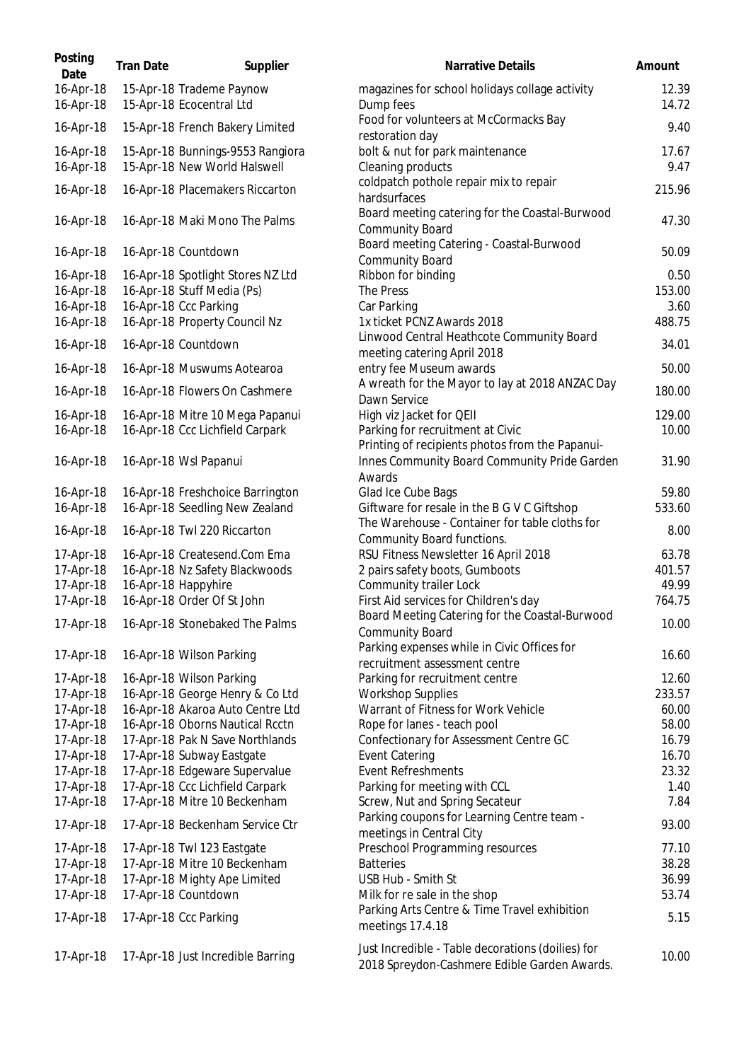| Posting Date | Tran Date | Supplier | Narrative Details | Amount |
|---|---|---|---|---|
| 16-Apr-18 | 15-Apr-18 | Trademe Paynow | magazines for school holidays collage activity | 12.39 |
| 16-Apr-18 | 15-Apr-18 | Ecocentral Ltd | Dump fees | 14.72 |
| 16-Apr-18 | 15-Apr-18 | French Bakery Limited | Food for volunteers at McCormacks Bay restoration day | 9.40 |
| 16-Apr-18 | 15-Apr-18 | Bunnings-9553 Rangiora | bolt & nut for park maintenance | 17.67 |
| 16-Apr-18 | 15-Apr-18 | New World Halswell | Cleaning products | 9.47 |
| 16-Apr-18 | 16-Apr-18 | Placemakers Riccarton | coldpatch pothole repair mix to repair hardsurfaces | 215.96 |
| 16-Apr-18 | 16-Apr-18 | Maki Mono The Palms | Board meeting catering for the Coastal-Burwood Community Board | 47.30 |
| 16-Apr-18 | 16-Apr-18 | Countdown | Board meeting Catering - Coastal-Burwood Community Board | 50.09 |
| 16-Apr-18 | 16-Apr-18 | Spotlight Stores NZ Ltd | Ribbon for binding | 0.50 |
| 16-Apr-18 | 16-Apr-18 | Stuff Media (Ps) | The Press | 153.00 |
| 16-Apr-18 | 16-Apr-18 | Ccc Parking | Car Parking | 3.60 |
| 16-Apr-18 | 16-Apr-18 | Property Council Nz | 1x ticket PCNZ Awards 2018 | 488.75 |
| 16-Apr-18 | 16-Apr-18 | Countdown | Linwood Central Heathcote Community Board meeting catering April 2018 | 34.01 |
| 16-Apr-18 | 16-Apr-18 | Muswums Aotearoa | entry fee Museum awards | 50.00 |
| 16-Apr-18 | 16-Apr-18 | Flowers On Cashmere | A wreath for the Mayor to lay at 2018 ANZAC Day Dawn Service | 180.00 |
| 16-Apr-18 | 16-Apr-18 | Mitre 10 Mega Papanui | High viz Jacket for QEII | 129.00 |
| 16-Apr-18 | 16-Apr-18 | Ccc Lichfield Carpark | Parking for recruitment at Civic | 10.00 |
| 16-Apr-18 | 16-Apr-18 | Wsl Papanui | Printing of recipients photos from the Papanui-Innes Community Board Community Pride Garden Awards | 31.90 |
| 16-Apr-18 | 16-Apr-18 | Freshchoice Barrington | Glad Ice Cube Bags | 59.80 |
| 16-Apr-18 | 16-Apr-18 | Seedling New Zealand | Giftware for resale in the B G V C Giftshop | 533.60 |
| 16-Apr-18 | 16-Apr-18 | Twl 220 Riccarton | The Warehouse - Container for table cloths for Community Board functions. | 8.00 |
| 17-Apr-18 | 16-Apr-18 | Createsend.Com Ema | RSU Fitness Newsletter 16 April 2018 | 63.78 |
| 17-Apr-18 | 16-Apr-18 | Nz Safety Blackwoods | 2 pairs safety boots, Gumboots | 401.57 |
| 17-Apr-18 | 16-Apr-18 | Happyhire | Community trailer Lock | 49.99 |
| 17-Apr-18 | 16-Apr-18 | Order Of St John | First Aid services for Children's day | 764.75 |
| 17-Apr-18 | 16-Apr-18 | Stonebaked The Palms | Board Meeting Catering for the Coastal-Burwood Community Board | 10.00 |
| 17-Apr-18 | 16-Apr-18 | Wilson Parking | Parking expenses while in Civic Offices for recruitment assessment centre | 16.60 |
| 17-Apr-18 | 16-Apr-18 | Wilson Parking | Parking for recruitment centre | 12.60 |
| 17-Apr-18 | 16-Apr-18 | George Henry & Co Ltd | Workshop Supplies | 233.57 |
| 17-Apr-18 | 16-Apr-18 | Akaroa Auto Centre Ltd | Warrant of Fitness for Work Vehicle | 60.00 |
| 17-Apr-18 | 16-Apr-18 | Oborns Nautical Rcctn | Rope for lanes - teach pool | 58.00 |
| 17-Apr-18 | 17-Apr-18 | Pak N Save Northlands | Confectionary for Assessment Centre GC | 16.79 |
| 17-Apr-18 | 17-Apr-18 | Subway Eastgate | Event Catering | 16.70 |
| 17-Apr-18 | 17-Apr-18 | Edgeware Supervalue | Event Refreshments | 23.32 |
| 17-Apr-18 | 17-Apr-18 | Ccc Lichfield Carpark | Parking for meeting with CCL | 1.40 |
| 17-Apr-18 | 17-Apr-18 | Mitre 10 Beckenham | Screw, Nut and Spring Secateur | 7.84 |
| 17-Apr-18 | 17-Apr-18 | Beckenham Service Ctr | Parking coupons for Learning Centre team - meetings in Central City | 93.00 |
| 17-Apr-18 | 17-Apr-18 | Twl 123 Eastgate | Preschool Programming resources | 77.10 |
| 17-Apr-18 | 17-Apr-18 | Mitre 10 Beckenham | Batteries | 38.28 |
| 17-Apr-18 | 17-Apr-18 | Mighty Ape Limited | USB Hub - Smith St | 36.99 |
| 17-Apr-18 | 17-Apr-18 | Countdown | Milk for re sale in the shop | 53.74 |
| 17-Apr-18 | 17-Apr-18 | Ccc Parking | Parking Arts Centre & Time Travel exhibition meetings 17.4.18 | 5.15 |
| 17-Apr-18 | 17-Apr-18 | Just Incredible Barring | Just Incredible - Table decorations (doilies) for 2018 Spreydon-Cashmere Edible Garden Awards. | 10.00 |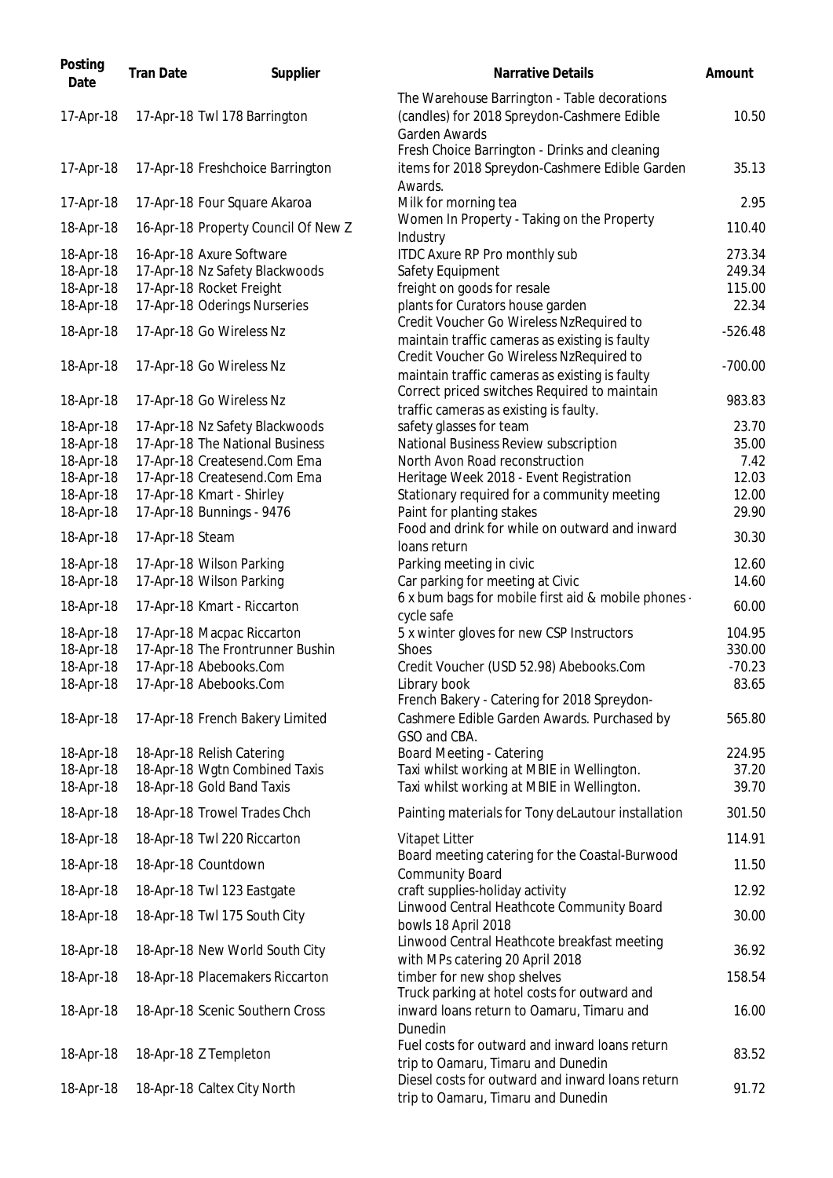| Posting Date | Tran Date | Supplier | Narrative Details | Amount |
| --- | --- | --- | --- | --- |
| 17-Apr-18 | 17-Apr-18 | Twl 178 Barrington | The Warehouse Barrington - Table decorations (candles) for 2018 Spreydon-Cashmere Edible Garden Awards | 10.50 |
| 17-Apr-18 | 17-Apr-18 | Freshchoice Barrington | Fresh Choice Barrington - Drinks and cleaning items for 2018 Spreydon-Cashmere Edible Garden Awards. | 35.13 |
| 17-Apr-18 | 17-Apr-18 | Four Square Akaroa | Milk for morning tea | 2.95 |
| 18-Apr-18 | 16-Apr-18 | Property Council Of New Z | Women In Property - Taking on the Property Industry | 110.40 |
| 18-Apr-18 | 16-Apr-18 | Axure Software | ITDC Axure RP Pro monthly sub | 273.34 |
| 18-Apr-18 | 17-Apr-18 | Nz Safety Blackwoods | Safety Equipment | 249.34 |
| 18-Apr-18 | 17-Apr-18 | Rocket Freight | freight on goods for resale | 115.00 |
| 18-Apr-18 | 17-Apr-18 | Oderings Nurseries | plants for Curators house garden | 22.34 |
| 18-Apr-18 | 17-Apr-18 | Go Wireless Nz | Credit Voucher Go Wireless NzRequired to maintain traffic cameras as existing is faulty | -526.48 |
| 18-Apr-18 | 17-Apr-18 | Go Wireless Nz | Credit Voucher Go Wireless NzRequired to maintain traffic cameras as existing is faulty | -700.00 |
| 18-Apr-18 | 17-Apr-18 | Go Wireless Nz | Correct priced switches Required to maintain traffic cameras as existing is faulty. | 983.83 |
| 18-Apr-18 | 17-Apr-18 | Nz Safety Blackwoods | safety glasses for team | 23.70 |
| 18-Apr-18 | 17-Apr-18 | The National Business | National Business Review subscription | 35.00 |
| 18-Apr-18 | 17-Apr-18 | Createsend.Com Ema | North Avon Road reconstruction | 7.42 |
| 18-Apr-18 | 17-Apr-18 | Createsend.Com Ema | Heritage Week 2018 - Event Registration | 12.03 |
| 18-Apr-18 | 17-Apr-18 | Kmart - Shirley | Stationary required for a community meeting | 12.00 |
| 18-Apr-18 | 17-Apr-18 | Bunnings - 9476 | Paint for planting stakes | 29.90 |
| 18-Apr-18 | 17-Apr-18 | Steam | Food and drink for while on outward and inward loans return | 30.30 |
| 18-Apr-18 | 17-Apr-18 | Wilson Parking | Parking meeting in civic | 12.60 |
| 18-Apr-18 | 17-Apr-18 | Wilson Parking | Car parking for meeting at Civic | 14.60 |
| 18-Apr-18 | 17-Apr-18 | Kmart - Riccarton | 6 x bum bags for mobile first aid & mobile phones - cycle safe | 60.00 |
| 18-Apr-18 | 17-Apr-18 | Macpac Riccarton | 5 x winter gloves for new CSP Instructors | 104.95 |
| 18-Apr-18 | 17-Apr-18 | The Frontrunner Bushin | Shoes | 330.00 |
| 18-Apr-18 | 17-Apr-18 | Abebooks.Com | Credit Voucher (USD 52.98) Abebooks.Com | -70.23 |
| 18-Apr-18 | 17-Apr-18 | Abebooks.Com | Library book | 83.65 |
| 18-Apr-18 | 17-Apr-18 | French Bakery Limited | French Bakery - Catering for 2018 Spreydon-Cashmere Edible Garden Awards. Purchased by GSO and CBA. | 565.80 |
| 18-Apr-18 | 18-Apr-18 | Relish Catering | Board Meeting - Catering | 224.95 |
| 18-Apr-18 | 18-Apr-18 | Wgtn Combined Taxis | Taxi whilst working at MBIE in Wellington. | 37.20 |
| 18-Apr-18 | 18-Apr-18 | Gold Band Taxis | Taxi whilst working at MBIE in Wellington. | 39.70 |
| 18-Apr-18 | 18-Apr-18 | Trowel Trades Chch | Painting materials for Tony deLautour installation | 301.50 |
| 18-Apr-18 | 18-Apr-18 | Twl 220 Riccarton | Vitapet Litter | 114.91 |
| 18-Apr-18 | 18-Apr-18 | Countdown | Board meeting catering for the Coastal-Burwood Community Board | 11.50 |
| 18-Apr-18 | 18-Apr-18 | Twl 123 Eastgate | craft supplies-holiday activity | 12.92 |
| 18-Apr-18 | 18-Apr-18 | Twl 175 South City | Linwood Central Heathcote Community Board bowls 18 April 2018 | 30.00 |
| 18-Apr-18 | 18-Apr-18 | New World South City | Linwood Central Heathcote breakfast meeting with MPs catering 20 April 2018 | 36.92 |
| 18-Apr-18 | 18-Apr-18 | Placemakers Riccarton | timber for new shop shelves | 158.54 |
| 18-Apr-18 | 18-Apr-18 | Scenic Southern Cross | Truck parking at hotel costs for outward and inward loans return to Oamaru, Timaru and Dunedin | 16.00 |
| 18-Apr-18 | 18-Apr-18 | Z Templeton | Fuel costs for outward and inward loans return trip to Oamaru, Timaru and Dunedin | 83.52 |
| 18-Apr-18 | 18-Apr-18 | Caltex City North | Diesel costs for outward and inward loans return trip to Oamaru, Timaru and Dunedin | 91.72 |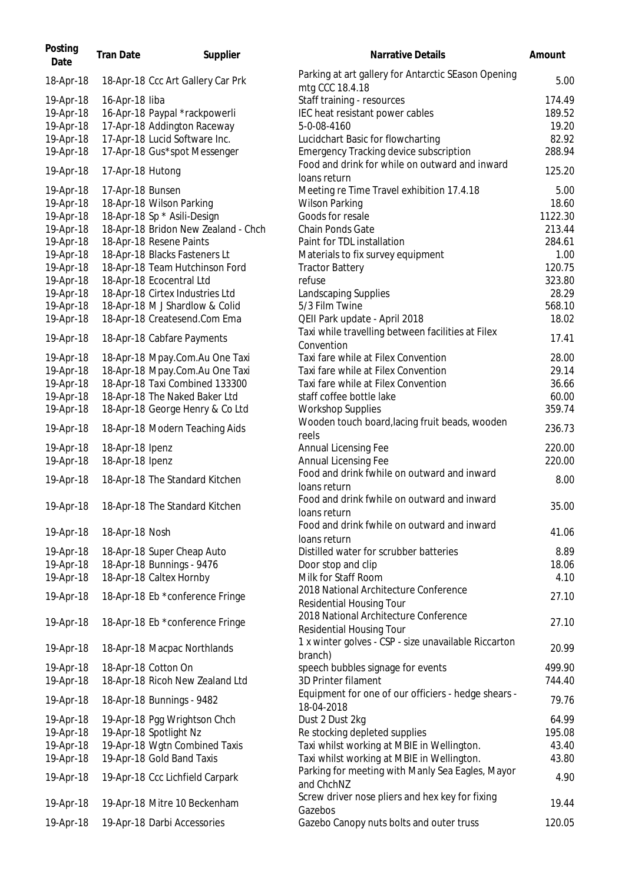| Posting Date | Tran Date | Supplier | Narrative Details | Amount |
|---|---|---|---|---|
| 18-Apr-18 | 18-Apr-18 | Ccc Art Gallery Car Prk | Parking at art gallery for Antarctic SEason Opening mtg CCC 18.4.18 | 5.00 |
| 19-Apr-18 | 16-Apr-18 | Iiba | Staff training - resources | 174.49 |
| 19-Apr-18 | 16-Apr-18 | Paypal *rackpowerli | IEC heat resistant power cables | 189.52 |
| 19-Apr-18 | 17-Apr-18 | Addington Raceway | 5-0-08-4160 | 19.20 |
| 19-Apr-18 | 17-Apr-18 | Lucid Software Inc. | Lucidchart Basic for flowcharting | 82.92 |
| 19-Apr-18 | 17-Apr-18 | Gus*spot Messenger | Emergency Tracking device subscription | 288.94 |
| 19-Apr-18 | 17-Apr-18 | Hutong | Food and drink for while on outward and inward loans return | 125.20 |
| 19-Apr-18 | 17-Apr-18 | Bunsen | Meeting re Time Travel exhibition 17.4.18 | 5.00 |
| 19-Apr-18 | 18-Apr-18 | Wilson Parking | Wilson Parking | 18.60 |
| 19-Apr-18 | 18-Apr-18 | Sp * Asili-Design | Goods for resale | 1122.30 |
| 19-Apr-18 | 18-Apr-18 | Bridon New Zealand - Chch | Chain Ponds Gate | 213.44 |
| 19-Apr-18 | 18-Apr-18 | Resene Paints | Paint for TDL installation | 284.61 |
| 19-Apr-18 | 18-Apr-18 | Blacks Fasteners Lt | Materials to fix survey equipment | 1.00 |
| 19-Apr-18 | 18-Apr-18 | Team Hutchinson Ford | Tractor Battery | 120.75 |
| 19-Apr-18 | 18-Apr-18 | Ecocentral Ltd | refuse | 323.80 |
| 19-Apr-18 | 18-Apr-18 | Cirtex Industries Ltd | Landscaping Supplies | 28.29 |
| 19-Apr-18 | 18-Apr-18 | M J Shardlow & Colid | 5/3 Film Twine | 568.10 |
| 19-Apr-18 | 18-Apr-18 | Createsend.Com Ema | QEII Park update - April 2018 | 18.02 |
| 19-Apr-18 | 18-Apr-18 | Cabfare Payments | Taxi while travelling between facilities at Filex Convention | 17.41 |
| 19-Apr-18 | 18-Apr-18 | Mpay.Com.Au One Taxi | Taxi fare while at Filex Convention | 28.00 |
| 19-Apr-18 | 18-Apr-18 | Mpay.Com.Au One Taxi | Taxi fare while at Filex Convention | 29.14 |
| 19-Apr-18 | 18-Apr-18 | Taxi Combined 133300 | Taxi fare while at Filex Convention | 36.66 |
| 19-Apr-18 | 18-Apr-18 | The Naked Baker Ltd | staff coffee bottle lake | 60.00 |
| 19-Apr-18 | 18-Apr-18 | George Henry & Co Ltd | Workshop Supplies | 359.74 |
| 19-Apr-18 | 18-Apr-18 | Modern Teaching Aids | Wooden touch board,lacing fruit beads, wooden reels | 236.73 |
| 19-Apr-18 | 18-Apr-18 | Ipenz | Annual Licensing Fee | 220.00 |
| 19-Apr-18 | 18-Apr-18 | Ipenz | Annual Licensing Fee | 220.00 |
| 19-Apr-18 | 18-Apr-18 | The Standard Kitchen | Food and drink fwhile on outward and inward loans return | 8.00 |
| 19-Apr-18 | 18-Apr-18 | The Standard Kitchen | Food and drink fwhile on outward and inward loans return | 35.00 |
| 19-Apr-18 | 18-Apr-18 | Nosh | Food and drink fwhile on outward and inward loans return | 41.06 |
| 19-Apr-18 | 18-Apr-18 | Super Cheap Auto | Distilled water for scrubber batteries | 8.89 |
| 19-Apr-18 | 18-Apr-18 | Bunnings - 9476 | Door stop and clip | 18.06 |
| 19-Apr-18 | 18-Apr-18 | Caltex Hornby | Milk for Staff Room | 4.10 |
| 19-Apr-18 | 18-Apr-18 | Eb *conference Fringe | 2018 National Architecture Conference Residential Housing Tour | 27.10 |
| 19-Apr-18 | 18-Apr-18 | Eb *conference Fringe | 2018 National Architecture Conference Residential Housing Tour | 27.10 |
| 19-Apr-18 | 18-Apr-18 | Macpac Northlands | 1 x winter golves - CSP - size unavailable Riccarton branch) | 20.99 |
| 19-Apr-18 | 18-Apr-18 | Cotton On | speech bubbles signage for events | 499.90 |
| 19-Apr-18 | 18-Apr-18 | Ricoh New Zealand Ltd | 3D Printer filament | 744.40 |
| 19-Apr-18 | 18-Apr-18 | Bunnings - 9482 | Equipment for one of our officiers - hedge shears - 18-04-2018 | 79.76 |
| 19-Apr-18 | 19-Apr-18 | Pgg Wrightson Chch | Dust 2 Dust 2kg | 64.99 |
| 19-Apr-18 | 19-Apr-18 | Spotlight Nz | Re stocking depleted supplies | 195.08 |
| 19-Apr-18 | 19-Apr-18 | Wgtn Combined Taxis | Taxi whilst working at MBIE in Wellington. | 43.40 |
| 19-Apr-18 | 19-Apr-18 | Gold Band Taxis | Taxi whilst working at MBIE in Wellington. | 43.80 |
| 19-Apr-18 | 19-Apr-18 | Ccc Lichfield Carpark | Parking for meeting with Manly Sea Eagles, Mayor and ChchNZ | 4.90 |
| 19-Apr-18 | 19-Apr-18 | Mitre 10 Beckenham | Screw driver nose pliers and hex key for fixing Gazebos | 19.44 |
| 19-Apr-18 | 19-Apr-18 | Darbi Accessories | Gazebo Canopy nuts bolts and outer truss | 120.05 |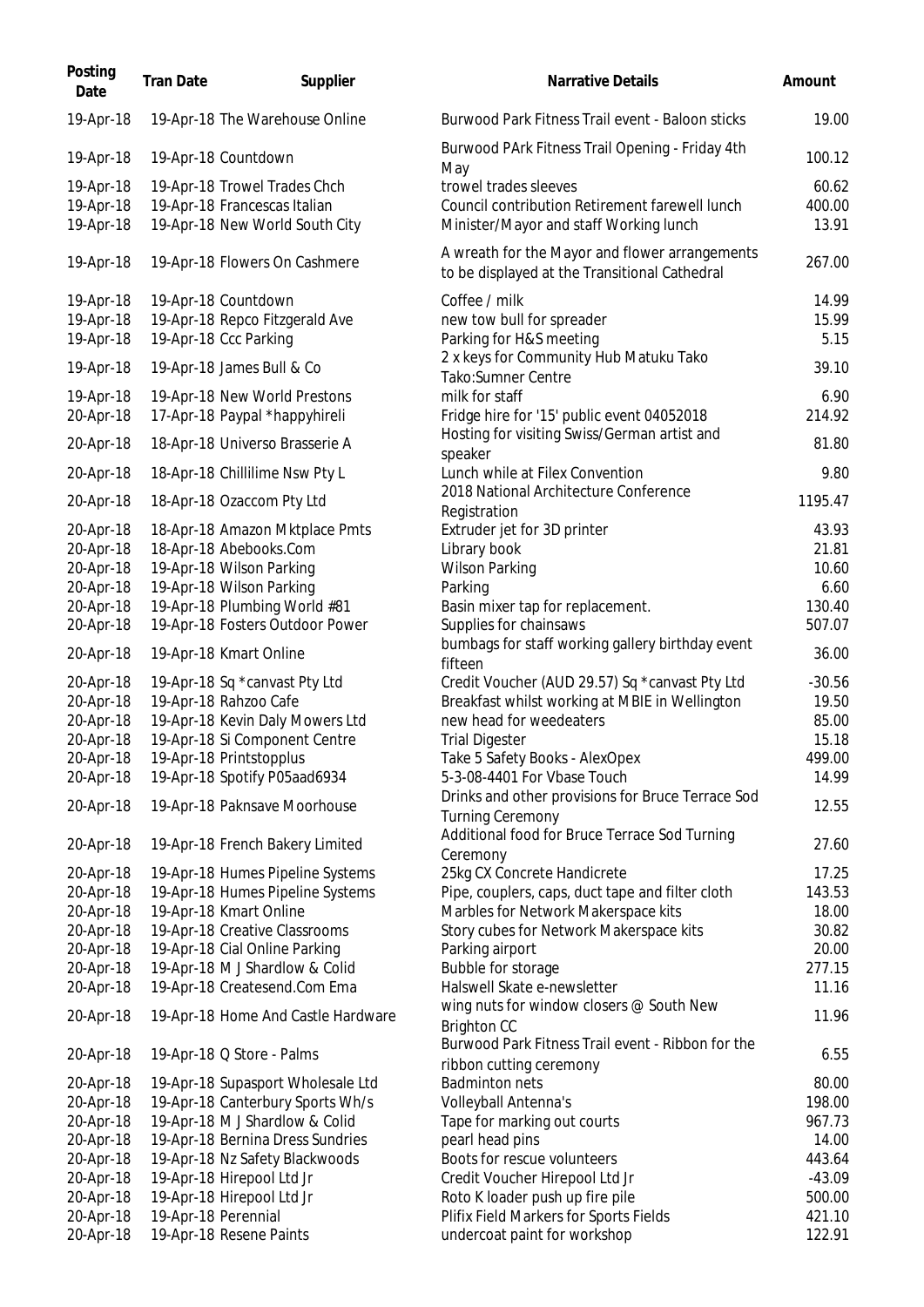| Posting Date | Tran Date | Supplier | Narrative Details | Amount |
|---|---|---|---|---|
| 19-Apr-18 | 19-Apr-18 | The Warehouse Online | Burwood Park Fitness Trail event - Baloon sticks | 19.00 |
| 19-Apr-18 | 19-Apr-18 | Countdown | Burwood PArk Fitness Trail Opening - Friday 4th May | 100.12 |
| 19-Apr-18 | 19-Apr-18 | Trowel Trades Chch | trowel trades sleeves | 60.62 |
| 19-Apr-18 | 19-Apr-18 | Francescas Italian | Council contribution Retirement farewell lunch | 400.00 |
| 19-Apr-18 | 19-Apr-18 | New World South City | Minister/Mayor and staff Working lunch | 13.91 |
| 19-Apr-18 | 19-Apr-18 | Flowers On Cashmere | A wreath for the Mayor and flower arrangements to be displayed at the Transitional Cathedral | 267.00 |
| 19-Apr-18 | 19-Apr-18 | Countdown | Coffee / milk | 14.99 |
| 19-Apr-18 | 19-Apr-18 | Repco Fitzgerald Ave | new tow bull for spreader | 15.99 |
| 19-Apr-18 | 19-Apr-18 | Ccc Parking | Parking for H&S meeting | 5.15 |
| 19-Apr-18 | 19-Apr-18 | James Bull & Co | 2 x keys for Community Hub Matuku Tako Tako:Sumner Centre | 39.10 |
| 19-Apr-18 | 19-Apr-18 | New World Prestons | milk for staff | 6.90 |
| 20-Apr-18 | 17-Apr-18 | Paypal *happyhireli | Fridge hire for '15' public event 04052018 | 214.92 |
| 20-Apr-18 | 18-Apr-18 | Universo Brasserie A | Hosting for visiting Swiss/German artist and speaker | 81.80 |
| 20-Apr-18 | 18-Apr-18 | Chillilime Nsw Pty L | Lunch while at Filex Convention | 9.80 |
| 20-Apr-18 | 18-Apr-18 | Ozaccom Pty Ltd | 2018 National Architecture Conference Registration | 1195.47 |
| 20-Apr-18 | 18-Apr-18 | Amazon Mktplace Pmts | Extruder jet for 3D printer | 43.93 |
| 20-Apr-18 | 18-Apr-18 | Abebooks.Com | Library book | 21.81 |
| 20-Apr-18 | 19-Apr-18 | Wilson Parking | Wilson Parking | 10.60 |
| 20-Apr-18 | 19-Apr-18 | Wilson Parking | Parking | 6.60 |
| 20-Apr-18 | 19-Apr-18 | Plumbing World #81 | Basin mixer tap for replacement. | 130.40 |
| 20-Apr-18 | 19-Apr-18 | Fosters Outdoor Power | Supplies for chainsaws | 507.07 |
| 20-Apr-18 | 19-Apr-18 | Kmart Online | bumbags for staff working gallery birthday event fifteen | 36.00 |
| 20-Apr-18 | 19-Apr-18 | Sq *canvast Pty Ltd | Credit Voucher (AUD 29.57) Sq *canvast Pty Ltd | -30.56 |
| 20-Apr-18 | 19-Apr-18 | Rahzoo Cafe | Breakfast whilst working at MBIE in Wellington | 19.50 |
| 20-Apr-18 | 19-Apr-18 | Kevin Daly Mowers Ltd | new head for weedeaters | 85.00 |
| 20-Apr-18 | 19-Apr-18 | Si Component Centre | Trial Digester | 15.18 |
| 20-Apr-18 | 19-Apr-18 | Printstopplus | Take 5 Safety Books - AlexOpex | 499.00 |
| 20-Apr-18 | 19-Apr-18 | Spotify P05aad6934 | 5-3-08-4401 For Vbase Touch | 14.99 |
| 20-Apr-18 | 19-Apr-18 | Paknsave Moorhouse | Drinks and other provisions for Bruce Terrace Sod Turning Ceremony | 12.55 |
| 20-Apr-18 | 19-Apr-18 | French Bakery Limited | Additional food for Bruce Terrace Sod Turning Ceremony | 27.60 |
| 20-Apr-18 | 19-Apr-18 | Humes Pipeline Systems | 25kg CX Concrete Handicrete | 17.25 |
| 20-Apr-18 | 19-Apr-18 | Humes Pipeline Systems | Pipe, couplers, caps, duct tape and filter cloth | 143.53 |
| 20-Apr-18 | 19-Apr-18 | Kmart Online | Marbles for Network Makerspace kits | 18.00 |
| 20-Apr-18 | 19-Apr-18 | Creative Classrooms | Story cubes for Network Makerspace kits | 30.82 |
| 20-Apr-18 | 19-Apr-18 | Cial Online Parking | Parking airport | 20.00 |
| 20-Apr-18 | 19-Apr-18 | M J Shardlow & Colid | Bubble for storage | 277.15 |
| 20-Apr-18 | 19-Apr-18 | Createsend.Com Ema | Halswell Skate e-newsletter | 11.16 |
| 20-Apr-18 | 19-Apr-18 | Home And Castle Hardware | wing nuts for window closers @ South New Brighton CC | 11.96 |
| 20-Apr-18 | 19-Apr-18 | Q Store - Palms | Burwood Park Fitness Trail event - Ribbon for the ribbon cutting ceremony | 6.55 |
| 20-Apr-18 | 19-Apr-18 | Supasport Wholesale Ltd | Badminton nets | 80.00 |
| 20-Apr-18 | 19-Apr-18 | Canterbury Sports Wh/s | Volleyball Antenna's | 198.00 |
| 20-Apr-18 | 19-Apr-18 | M J Shardlow & Colid | Tape for marking out courts | 967.73 |
| 20-Apr-18 | 19-Apr-18 | Bernina Dress Sundries | pearl head pins | 14.00 |
| 20-Apr-18 | 19-Apr-18 | Nz Safety Blackwoods | Boots for rescue volunteers | 443.64 |
| 20-Apr-18 | 19-Apr-18 | Hirepool Ltd Jr | Credit Voucher Hirepool Ltd Jr | -43.09 |
| 20-Apr-18 | 19-Apr-18 | Hirepool Ltd Jr | Roto K loader push up fire pile | 500.00 |
| 20-Apr-18 | 19-Apr-18 | Perennial | Plifix Field Markers for Sports Fields | 421.10 |
| 20-Apr-18 | 19-Apr-18 | Resene Paints | undercoat paint for workshop | 122.91 |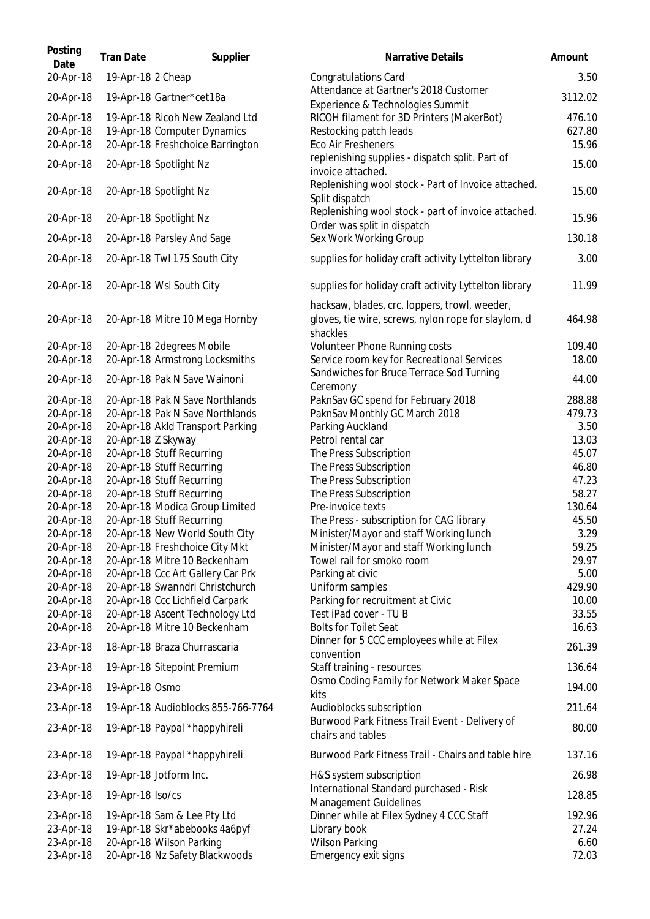| Posting Date | Tran Date | Supplier | Narrative Details | Amount |
|---|---|---|---|---|
| 20-Apr-18 | 19-Apr-18 | 2 Cheap | Congratulations Card | 3.50 |
| 20-Apr-18 | 19-Apr-18 | Gartner*cet18a | Attendance at Gartner's 2018 Customer Experience & Technologies Summit | 3112.02 |
| 20-Apr-18 | 19-Apr-18 | Ricoh New Zealand Ltd | RICOH filament for 3D Printers (MakerBot) | 476.10 |
| 20-Apr-18 | 19-Apr-18 | Computer Dynamics | Restocking patch leads | 627.80 |
| 20-Apr-18 | 20-Apr-18 | Freshchoice Barrington | Eco Air Fresheners | 15.96 |
| 20-Apr-18 | 20-Apr-18 | Spotlight Nz | replenishing supplies - dispatch split. Part of invoice attached. | 15.00 |
| 20-Apr-18 | 20-Apr-18 | Spotlight Nz | Replenishing wool stock - Part of Invoice attached. Split dispatch | 15.00 |
| 20-Apr-18 | 20-Apr-18 | Spotlight Nz | Replenishing wool stock - part of invoice attached. Order was split in dispatch | 15.96 |
| 20-Apr-18 | 20-Apr-18 | Parsley And Sage | Sex Work Working Group | 130.18 |
| 20-Apr-18 | 20-Apr-18 | Twl 175 South City | supplies for holiday craft activity Lyttelton library | 3.00 |
| 20-Apr-18 | 20-Apr-18 | Wsl South City | supplies for holiday craft activity Lyttelton library | 11.99 |
| 20-Apr-18 | 20-Apr-18 | Mitre 10 Mega Hornby | hacksaw, blades, crc, loppers, trowl, weeder, gloves, tie wire, screws, nylon rope for slaylom, d shackles | 464.98 |
| 20-Apr-18 | 20-Apr-18 | 2degrees Mobile | Volunteer Phone Running costs | 109.40 |
| 20-Apr-18 | 20-Apr-18 | Armstrong Locksmiths | Service room key for Recreational Services | 18.00 |
| 20-Apr-18 | 20-Apr-18 | Pak N Save Wainoni | Sandwiches for Bruce Terrace Sod Turning Ceremony | 44.00 |
| 20-Apr-18 | 20-Apr-18 | Pak N Save Northlands | PaknSav GC spend for February 2018 | 288.88 |
| 20-Apr-18 | 20-Apr-18 | Pak N Save Northlands | PaknSav Monthly GC March 2018 | 479.73 |
| 20-Apr-18 | 20-Apr-18 | Akld Transport Parking | Parking Auckland | 3.50 |
| 20-Apr-18 | 20-Apr-18 | Z Skyway | Petrol rental car | 13.03 |
| 20-Apr-18 | 20-Apr-18 | Stuff Recurring | The Press Subscription | 45.07 |
| 20-Apr-18 | 20-Apr-18 | Stuff Recurring | The Press Subscription | 46.80 |
| 20-Apr-18 | 20-Apr-18 | Stuff Recurring | The Press Subscription | 47.23 |
| 20-Apr-18 | 20-Apr-18 | Stuff Recurring | The Press Subscription | 58.27 |
| 20-Apr-18 | 20-Apr-18 | Modica Group Limited | Pre-invoice texts | 130.64 |
| 20-Apr-18 | 20-Apr-18 | Stuff Recurring | The Press - subscription for CAG library | 45.50 |
| 20-Apr-18 | 20-Apr-18 | New World South City | Minister/Mayor and staff Working lunch | 3.29 |
| 20-Apr-18 | 20-Apr-18 | Freshchoice City Mkt | Minister/Mayor and staff Working lunch | 59.25 |
| 20-Apr-18 | 20-Apr-18 | Mitre 10 Beckenham | Towel rail for smoko room | 29.97 |
| 20-Apr-18 | 20-Apr-18 | Ccc Art Gallery Car Prk | Parking at civic | 5.00 |
| 20-Apr-18 | 20-Apr-18 | Swanndri Christchurch | Uniform samples | 429.90 |
| 20-Apr-18 | 20-Apr-18 | Ccc Lichfield Carpark | Parking for recruitment at Civic | 10.00 |
| 20-Apr-18 | 20-Apr-18 | Ascent Technology Ltd | Test iPad cover - TU B | 33.55 |
| 20-Apr-18 | 20-Apr-18 | Mitre 10 Beckenham | Bolts for Toilet Seat | 16.63 |
| 23-Apr-18 | 18-Apr-18 | Braza Churrascaria | Dinner for 5 CCC employees while at Filex convention | 261.39 |
| 23-Apr-18 | 19-Apr-18 | Sitepoint Premium | Staff training - resources | 136.64 |
| 23-Apr-18 | 19-Apr-18 | Osmo | Osmo Coding Family for Network Maker Space kits | 194.00 |
| 23-Apr-18 | 19-Apr-18 | Audioblocks 855-766-7764 | Audioblocks subscription | 211.64 |
| 23-Apr-18 | 19-Apr-18 | Paypal *happyhireli | Burwood Park Fitness Trail Event - Delivery of chairs and tables | 80.00 |
| 23-Apr-18 | 19-Apr-18 | Paypal *happyhireli | Burwood Park Fitness Trail - Chairs and table hire | 137.16 |
| 23-Apr-18 | 19-Apr-18 | Jotform Inc. | H&S system subscription | 26.98 |
| 23-Apr-18 | 19-Apr-18 | Iso/cs | International Standard purchased - Risk Management Guidelines | 128.85 |
| 23-Apr-18 | 19-Apr-18 | Sam & Lee Pty Ltd | Dinner while at Filex Sydney 4 CCC Staff | 192.96 |
| 23-Apr-18 | 19-Apr-18 | Skr*abebooks 4a6pyf | Library book | 27.24 |
| 23-Apr-18 | 20-Apr-18 | Wilson Parking | Wilson Parking | 6.60 |
| 23-Apr-18 | 20-Apr-18 | Nz Safety Blackwoods | Emergency exit signs | 72.03 |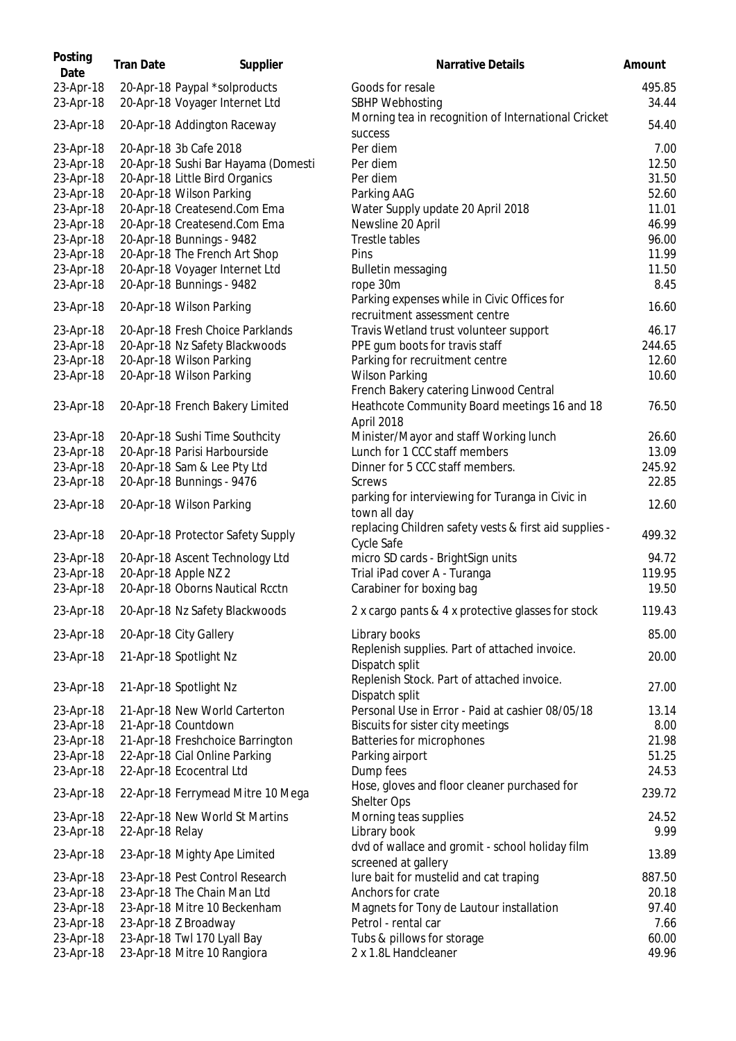| Posting Date | Tran Date | Supplier | Narrative Details | Amount |
|---|---|---|---|---|
| 23-Apr-18 | 20-Apr-18 | Paypal *solproducts | Goods for resale | 495.85 |
| 23-Apr-18 | 20-Apr-18 | Voyager Internet Ltd | SBHP Webhosting | 34.44 |
| 23-Apr-18 | 20-Apr-18 | Addington Raceway | Morning tea in recognition of International Cricket success | 54.40 |
| 23-Apr-18 | 20-Apr-18 | 3b Cafe 2018 | Per diem | 7.00 |
| 23-Apr-18 | 20-Apr-18 | Sushi Bar Hayama (Domesti | Per diem | 12.50 |
| 23-Apr-18 | 20-Apr-18 | Little Bird Organics | Per diem | 31.50 |
| 23-Apr-18 | 20-Apr-18 | Wilson Parking | Parking AAG | 52.60 |
| 23-Apr-18 | 20-Apr-18 | Createsend.Com Ema | Water Supply update 20 April 2018 | 11.01 |
| 23-Apr-18 | 20-Apr-18 | Createsend.Com Ema | Newsline 20 April | 46.99 |
| 23-Apr-18 | 20-Apr-18 | Bunnings - 9482 | Trestle tables | 96.00 |
| 23-Apr-18 | 20-Apr-18 | The French Art Shop | Pins | 11.99 |
| 23-Apr-18 | 20-Apr-18 | Voyager Internet Ltd | Bulletin messaging | 11.50 |
| 23-Apr-18 | 20-Apr-18 | Bunnings - 9482 | rope 30m | 8.45 |
| 23-Apr-18 | 20-Apr-18 | Wilson Parking | Parking expenses while in Civic Offices for recruitment assessment centre | 16.60 |
| 23-Apr-18 | 20-Apr-18 | Fresh Choice Parklands | Travis Wetland trust volunteer support | 46.17 |
| 23-Apr-18 | 20-Apr-18 | Nz Safety Blackwoods | PPE gum boots for travis staff | 244.65 |
| 23-Apr-18 | 20-Apr-18 | Wilson Parking | Parking for recruitment centre | 12.60 |
| 23-Apr-18 | 20-Apr-18 | Wilson Parking | Wilson Parking | 10.60 |
| 23-Apr-18 | 20-Apr-18 | French Bakery Limited | French Bakery catering Linwood Central Heathcote Community Board meetings 16 and 18 April 2018 | 76.50 |
| 23-Apr-18 | 20-Apr-18 | Sushi Time Southcity | Minister/Mayor and staff Working lunch | 26.60 |
| 23-Apr-18 | 20-Apr-18 | Parisi Harbourside | Lunch for 1 CCC staff members | 13.09 |
| 23-Apr-18 | 20-Apr-18 | Sam & Lee Pty Ltd | Dinner for 5 CCC staff members. | 245.92 |
| 23-Apr-18 | 20-Apr-18 | Bunnings - 9476 | Screws | 22.85 |
| 23-Apr-18 | 20-Apr-18 | Wilson Parking | parking for interviewing for Turanga in Civic in town all day | 12.60 |
| 23-Apr-18 | 20-Apr-18 | Protector Safety Supply | replacing Children safety vests & first aid supplies - Cycle Safe | 499.32 |
| 23-Apr-18 | 20-Apr-18 | Ascent Technology Ltd | micro SD cards - BrightSign units | 94.72 |
| 23-Apr-18 | 20-Apr-18 | Apple NZ 2 | Trial iPad cover A - Turanga | 119.95 |
| 23-Apr-18 | 20-Apr-18 | Oborns Nautical Rcctn | Carabiner for boxing bag | 19.50 |
| 23-Apr-18 | 20-Apr-18 | Nz Safety Blackwoods | 2 x cargo pants & 4 x protective glasses for stock | 119.43 |
| 23-Apr-18 | 20-Apr-18 | City Gallery | Library books | 85.00 |
| 23-Apr-18 | 21-Apr-18 | Spotlight Nz | Replenish supplies. Part of attached invoice. Dispatch split | 20.00 |
| 23-Apr-18 | 21-Apr-18 | Spotlight Nz | Replenish Stock. Part of attached invoice. Dispatch split | 27.00 |
| 23-Apr-18 | 21-Apr-18 | New World Carterton | Personal Use in Error - Paid at cashier 08/05/18 | 13.14 |
| 23-Apr-18 | 21-Apr-18 | Countdown | Biscuits for sister city meetings | 8.00 |
| 23-Apr-18 | 21-Apr-18 | Freshchoice Barrington | Batteries for microphones | 21.98 |
| 23-Apr-18 | 22-Apr-18 | Cial Online Parking | Parking airport | 51.25 |
| 23-Apr-18 | 22-Apr-18 | Ecocentral Ltd | Dump fees | 24.53 |
| 23-Apr-18 | 22-Apr-18 | Ferrymead Mitre 10 Mega | Hose, gloves and floor cleaner purchased for Shelter Ops | 239.72 |
| 23-Apr-18 | 22-Apr-18 | New World St Martins | Morning teas supplies | 24.52 |
| 23-Apr-18 | 22-Apr-18 | Relay | Library book | 9.99 |
| 23-Apr-18 | 23-Apr-18 | Mighty Ape Limited | dvd of wallace and gromit - school holiday film screened at gallery | 13.89 |
| 23-Apr-18 | 23-Apr-18 | Pest Control Research | lure bait for mustelid and cat traping | 887.50 |
| 23-Apr-18 | 23-Apr-18 | The Chain Man Ltd | Anchors for crate | 20.18 |
| 23-Apr-18 | 23-Apr-18 | Mitre 10 Beckenham | Magnets for Tony de Lautour installation | 97.40 |
| 23-Apr-18 | 23-Apr-18 | Z Broadway | Petrol - rental car | 7.66 |
| 23-Apr-18 | 23-Apr-18 | Twl 170 Lyall Bay | Tubs & pillows for storage | 60.00 |
| 23-Apr-18 | 23-Apr-18 | Mitre 10 Rangiora | 2 x 1.8L Handcleaner | 49.96 |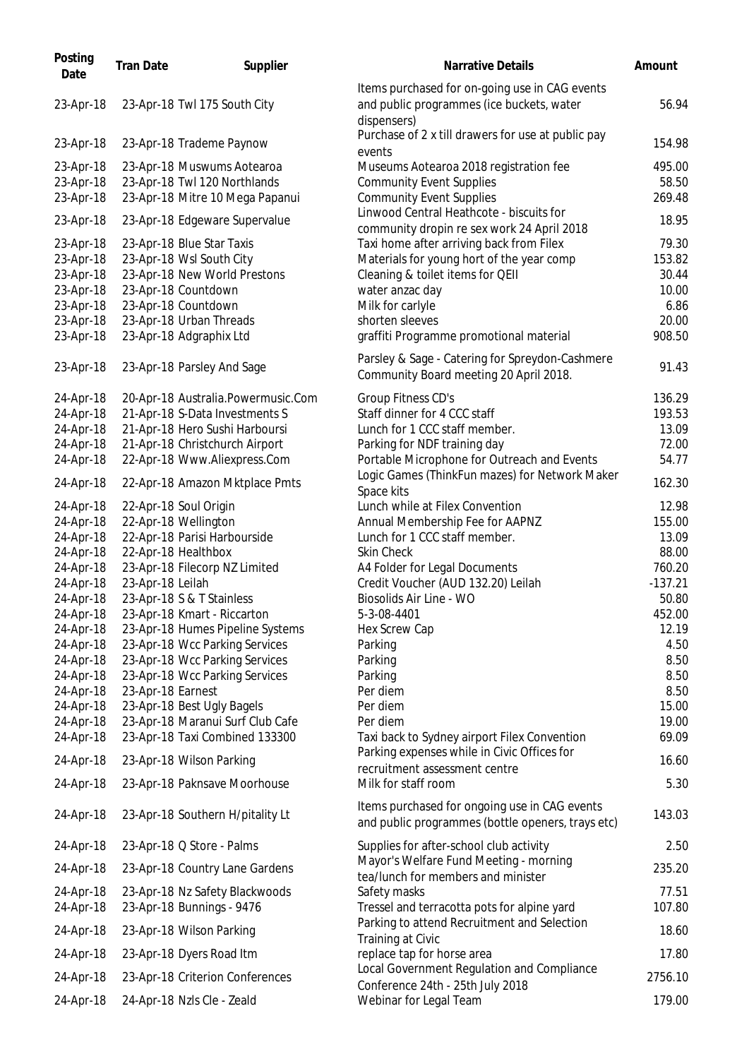| Posting Date | Tran Date | Supplier | Narrative Details | Amount |
|---|---|---|---|---|
| 23-Apr-18 | 23-Apr-18 | Twl 175 South City | Items purchased for on-going use in CAG events and public programmes (ice buckets, water dispensers) | 56.94 |
| 23-Apr-18 | 23-Apr-18 | Trademe Paynow | Purchase of 2 x till drawers for use at public pay events | 154.98 |
| 23-Apr-18 | 23-Apr-18 | Muswums Aotearoa | Museums Aotearoa 2018 registration fee | 495.00 |
| 23-Apr-18 | 23-Apr-18 | Twl 120 Northlands | Community Event Supplies | 58.50 |
| 23-Apr-18 | 23-Apr-18 | Mitre 10 Mega Papanui | Community Event Supplies | 269.48 |
| 23-Apr-18 | 23-Apr-18 | Edgeware Supervalue | Linwood Central Heathcote - biscuits for community dropin re sex work 24 April 2018 | 18.95 |
| 23-Apr-18 | 23-Apr-18 | Blue Star Taxis | Taxi home after arriving back from Filex | 79.30 |
| 23-Apr-18 | 23-Apr-18 | Wsl South City | Materials for young hort of the year comp | 153.82 |
| 23-Apr-18 | 23-Apr-18 | New World Prestons | Cleaning & toilet items for QEII | 30.44 |
| 23-Apr-18 | 23-Apr-18 | Countdown | water anzac day | 10.00 |
| 23-Apr-18 | 23-Apr-18 | Countdown | Milk for carlyle | 6.86 |
| 23-Apr-18 | 23-Apr-18 | Urban Threads | shorten sleeves | 20.00 |
| 23-Apr-18 | 23-Apr-18 | Adgraphix Ltd | graffiti Programme promotional material | 908.50 |
| 23-Apr-18 | 23-Apr-18 | Parsley And Sage | Parsley & Sage - Catering for Spreydon-Cashmere Community Board meeting 20 April 2018. | 91.43 |
| 24-Apr-18 | 20-Apr-18 | Australia.Powermusic.Com | Group Fitness CD's | 136.29 |
| 24-Apr-18 | 21-Apr-18 | S-Data Investments S | Staff dinner for 4 CCC staff | 193.53 |
| 24-Apr-18 | 21-Apr-18 | Hero Sushi Harboursi | Lunch for 1 CCC staff member. | 13.09 |
| 24-Apr-18 | 21-Apr-18 | Christchurch Airport | Parking for NDF training day | 72.00 |
| 24-Apr-18 | 22-Apr-18 | Www.Aliexpress.Com | Portable Microphone for Outreach and Events | 54.77 |
| 24-Apr-18 | 22-Apr-18 | Amazon Mktplace Pmts | Logic Games (ThinkFun mazes) for Network Maker Space kits | 162.30 |
| 24-Apr-18 | 22-Apr-18 | Soul Origin | Lunch while at Filex Convention | 12.98 |
| 24-Apr-18 | 22-Apr-18 | Wellington | Annual Membership Fee for AAPNZ | 155.00 |
| 24-Apr-18 | 22-Apr-18 | Parisi Harbourside | Lunch for 1 CCC staff member. | 13.09 |
| 24-Apr-18 | 22-Apr-18 | Healthbox | Skin Check | 88.00 |
| 24-Apr-18 | 23-Apr-18 | Filecorp NZ Limited | A4 Folder for Legal Documents | 760.20 |
| 24-Apr-18 | 23-Apr-18 | Leilah | Credit Voucher (AUD 132.20) Leilah | -137.21 |
| 24-Apr-18 | 23-Apr-18 | S & T Stainless | Biosolids Air Line - WO | 50.80 |
| 24-Apr-18 | 23-Apr-18 | Kmart - Riccarton | 5-3-08-4401 | 452.00 |
| 24-Apr-18 | 23-Apr-18 | Humes Pipeline Systems | Hex Screw Cap | 12.19 |
| 24-Apr-18 | 23-Apr-18 | Wcc Parking Services | Parking | 4.50 |
| 24-Apr-18 | 23-Apr-18 | Wcc Parking Services | Parking | 8.50 |
| 24-Apr-18 | 23-Apr-18 | Wcc Parking Services | Parking | 8.50 |
| 24-Apr-18 | 23-Apr-18 | Earnest | Per diem | 8.50 |
| 24-Apr-18 | 23-Apr-18 | Best Ugly Bagels | Per diem | 15.00 |
| 24-Apr-18 | 23-Apr-18 | Maranui Surf Club Cafe | Per diem | 19.00 |
| 24-Apr-18 | 23-Apr-18 | Taxi Combined 133300 | Taxi back to Sydney airport Filex Convention | 69.09 |
| 24-Apr-18 | 23-Apr-18 | Wilson Parking | Parking expenses while in Civic Offices for recruitment assessment centre | 16.60 |
| 24-Apr-18 | 23-Apr-18 | Paknsave Moorhouse | Milk for staff room | 5.30 |
| 24-Apr-18 | 23-Apr-18 | Southern H/pitality Lt | Items purchased for ongoing use in CAG events and public programmes (bottle openers, trays etc) | 143.03 |
| 24-Apr-18 | 23-Apr-18 | Q Store - Palms | Supplies for after-school club activity | 2.50 |
| 24-Apr-18 | 23-Apr-18 | Country Lane Gardens | Mayor's Welfare Fund Meeting - morning tea/lunch for members and minister | 235.20 |
| 24-Apr-18 | 23-Apr-18 | Nz Safety Blackwoods | Safety masks | 77.51 |
| 24-Apr-18 | 23-Apr-18 | Bunnings - 9476 | Tressel and terracotta pots for alpine yard | 107.80 |
| 24-Apr-18 | 23-Apr-18 | Wilson Parking | Parking to attend Recruitment and Selection Training at Civic | 18.60 |
| 24-Apr-18 | 23-Apr-18 | Dyers Road Itm | replace tap for horse area | 17.80 |
| 24-Apr-18 | 23-Apr-18 | Criterion Conferences | Local Government Regulation and Compliance Conference 24th - 25th July 2018 | 2756.10 |
| 24-Apr-18 | 24-Apr-18 | Nzls Cle - Zeald | Webinar for Legal Team | 179.00 |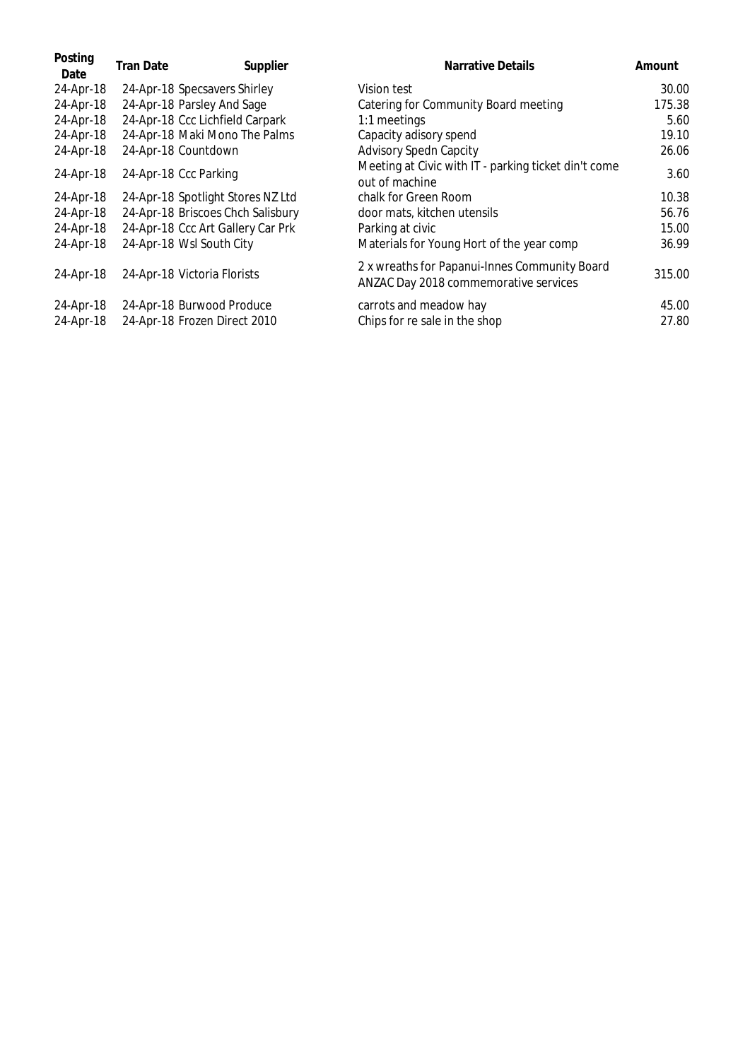| Posting Date | Tran Date | Supplier | Narrative Details | Amount |
|---|---|---|---|---|
| 24-Apr-18 | 24-Apr-18 | Specsavers Shirley | Vision test | 30.00 |
| 24-Apr-18 | 24-Apr-18 | Parsley And Sage | Catering for Community Board meeting | 175.38 |
| 24-Apr-18 | 24-Apr-18 | Ccc Lichfield Carpark | 1:1 meetings | 5.60 |
| 24-Apr-18 | 24-Apr-18 | Maki Mono The Palms | Capacity adisory spend | 19.10 |
| 24-Apr-18 | 24-Apr-18 | Countdown | Advisory Spedn Capcity | 26.06 |
| 24-Apr-18 | 24-Apr-18 | Ccc Parking | Meeting at Civic with IT - parking ticket din't come out of machine | 3.60 |
| 24-Apr-18 | 24-Apr-18 | Spotlight Stores NZ Ltd | chalk for Green Room | 10.38 |
| 24-Apr-18 | 24-Apr-18 | Briscoes Chch Salisbury | door mats, kitchen utensils | 56.76 |
| 24-Apr-18 | 24-Apr-18 | Ccc Art Gallery Car Prk | Parking at civic | 15.00 |
| 24-Apr-18 | 24-Apr-18 | Wsl South City | Materials for Young Hort of the year comp | 36.99 |
| 24-Apr-18 | 24-Apr-18 | Victoria Florists | 2 x wreaths for Papanui-Innes Community Board ANZAC Day 2018 commemorative services | 315.00 |
| 24-Apr-18 | 24-Apr-18 | Burwood Produce | carrots and meadow hay | 45.00 |
| 24-Apr-18 | 24-Apr-18 | Frozen Direct 2010 | Chips for re sale in the shop | 27.80 |